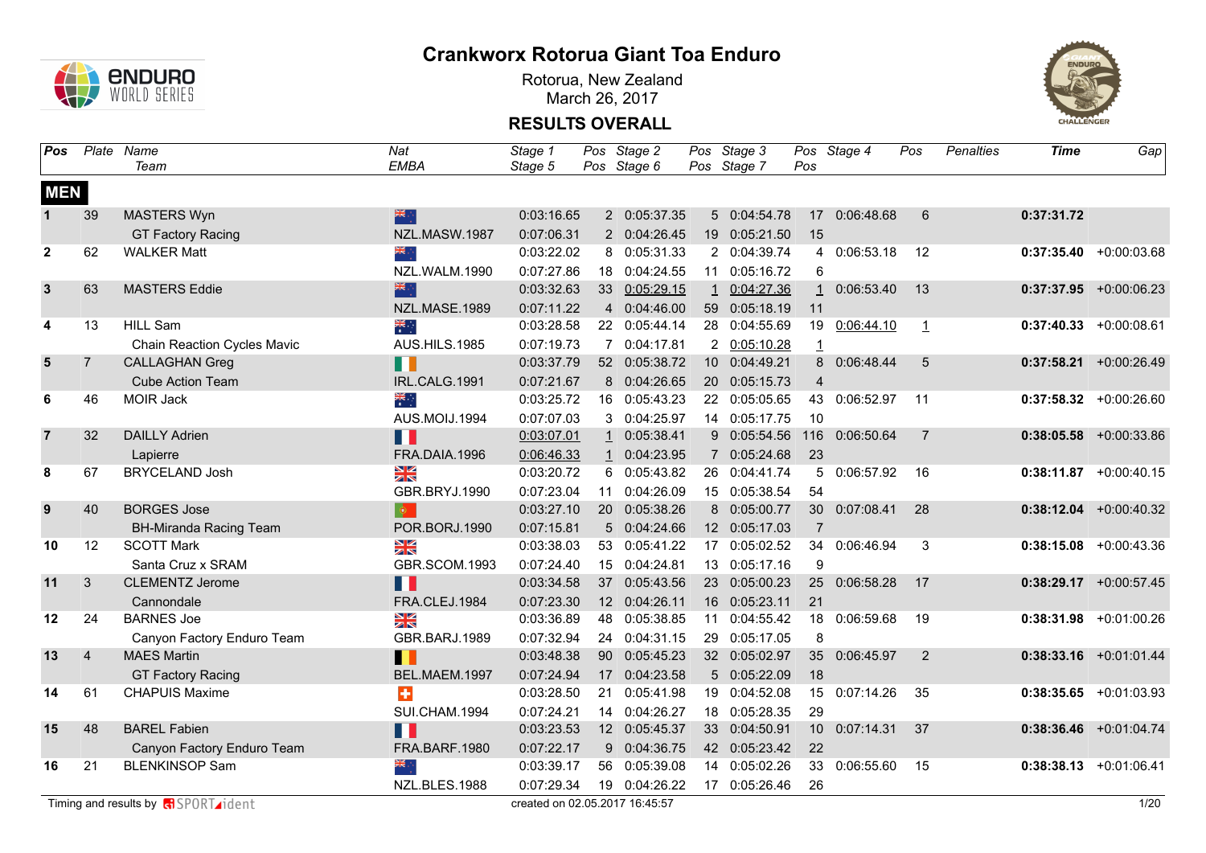# Crankworx Rotorua Giant Toa Enduro

Rotorua, New Zealand
March 26, 2017

## RESULTS OVERALL

| Pos | Plate | Name / Team | Nat / EMBA | Stage 1 / Stage 5 | Pos | Stage 2 / Stage 6 | Pos | Stage 3 / Stage 7 | Pos | Stage 4 | Pos | Penalties | Time | Gap |
|---|---|---|---|---|---|---|---|---|---|---|---|---|---|---|
| **MEN** | | | | | | | | | | | | | | |
| 1 | 39 | MASTERS Wyn | | 0:03:16.65 | 2 | 0:05:37.35 | 5 | 0:04:54.78 | 17 | 0:06:48.68 | 6 | | **0:37:31.72** | |
| | | GT Factory Racing | NZL.MASW.1987 | 0:07:06.31 | 2 | 0:04:26.45 | 19 | 0:05:21.50 | 15 | | | | | |
| 2 | 62 | WALKER Matt | | 0:03:22.02 | 8 | 0:05:31.33 | 2 | 0:04:39.74 | 4 | 0:06:53.18 | 12 | | **0:37:35.40** | +0:00:03.68 |
| | | | NZL.WALM.1990 | 0:07:27.86 | 18 | 0:04:24.55 | 11 | 0:05:16.72 | 6 | | | | | |
| 3 | 63 | MASTERS Eddie | | 0:03:32.63 | 33 | 0:05:29.15 | 1 | 0:04:27.36 | 1 | 0:06:53.40 | 13 | | **0:37:37.95** | +0:00:06.23 |
| | | | NZL.MASE.1989 | 0:07:11.22 | 4 | 0:04:46.00 | 59 | 0:05:18.19 | 11 | | | | | |
| 4 | 13 | HILL Sam | | 0:03:28.58 | 22 | 0:05:44.14 | 28 | 0:04:55.69 | 19 | 0:06:44.10 | 1 | | **0:37:40.33** | +0:00:08.61 |
| | | Chain Reaction Cycles Mavic | AUS.HILS.1985 | 0:07:19.73 | 7 | 0:04:17.81 | 2 | 0:05:10.28 | 1 | | | | | |
| 5 | 7 | CALLAGHAN Greg | | 0:03:37.79 | 52 | 0:05:38.72 | 10 | 0:04:49.21 | 8 | 0:06:48.44 | 5 | | **0:37:58.21** | +0:00:26.49 |
| | | Cube Action Team | IRL.CALG.1991 | 0:07:21.67 | 8 | 0:04:26.65 | 20 | 0:05:15.73 | 4 | | | | | |
| 6 | 46 | MOIR Jack | | 0:03:25.72 | 16 | 0:05:43.23 | 22 | 0:05:05.65 | 43 | 0:06:52.97 | 11 | | **0:37:58.32** | +0:00:26.60 |
| | | | AUS.MOIJ.1994 | 0:07:07.03 | 3 | 0:04:25.97 | 14 | 0:05:17.75 | 10 | | | | | |
| 7 | 32 | DAILLY Adrien | | 0:03:07.01 | 1 | 0:05:38.41 | 9 | 0:05:54.56 | 116 | 0:06:50.64 | 7 | | **0:38:05.58** | +0:00:33.86 |
| | | Lapierre | FRA.DAIA.1996 | 0:06:46.33 | 1 | 0:04:23.95 | 7 | 0:05:24.68 | 23 | | | | | |
| 8 | 67 | BRYCELAND Josh | | 0:03:20.72 | 6 | 0:05:43.82 | 26 | 0:04:41.74 | 5 | 0:06:57.92 | 16 | | **0:38:11.87** | +0:00:40.15 |
| | | | GBR.BRYJ.1990 | 0:07:23.04 | 11 | 0:04:26.09 | 15 | 0:05:38.54 | 54 | | | | | |
| 9 | 40 | BORGES Jose | | 0:03:27.10 | 20 | 0:05:38.26 | 8 | 0:05:00.77 | 30 | 0:07:08.41 | 28 | | **0:38:12.04** | +0:00:40.32 |
| | | BH-Miranda Racing Team | POR.BORJ.1990 | 0:07:15.81 | 5 | 0:04:24.66 | 12 | 0:05:17.03 | 7 | | | | | |
| 10 | 12 | SCOTT Mark | | 0:03:38.03 | 53 | 0:05:41.22 | 17 | 0:05:02.52 | 34 | 0:06:46.94 | 3 | | **0:38:15.08** | +0:00:43.36 |
| | | Santa Cruz x SRAM | GBR.SCOM.1993 | 0:07:24.40 | 15 | 0:04:24.81 | 13 | 0:05:17.16 | 9 | | | | | |
| 11 | 3 | CLEMENTZ Jerome | | 0:03:34.58 | 37 | 0:05:43.56 | 23 | 0:05:00.23 | 25 | 0:06:58.28 | 17 | | **0:38:29.17** | +0:00:57.45 |
| | | Cannondale | FRA.CLEJ.1984 | 0:07:23.30 | 12 | 0:04:26.11 | 16 | 0:05:23.11 | 21 | | | | | |
| 12 | 24 | BARNES Joe | | 0:03:36.89 | 48 | 0:05:38.85 | 11 | 0:04:55.42 | 18 | 0:06:59.68 | 19 | | **0:38:31.98** | +0:01:00.26 |
| | | Canyon Factory Enduro Team | GBR.BARJ.1989 | 0:07:32.94 | 24 | 0:04:31.15 | 29 | 0:05:17.05 | 8 | | | | | |
| 13 | 4 | MAES Martin | | 0:03:48.38 | 90 | 0:05:45.23 | 32 | 0:05:02.97 | 35 | 0:06:45.97 | 2 | | **0:38:33.16** | +0:01:01.44 |
| | | GT Factory Racing | BEL.MAEM.1997 | 0:07:24.94 | 17 | 0:04:23.58 | 5 | 0:05:22.09 | 18 | | | | | |
| 14 | 61 | CHAPUIS Maxime | | 0:03:28.50 | 21 | 0:05:41.98 | 19 | 0:04:52.08 | 15 | 0:07:14.26 | 35 | | **0:38:35.65** | +0:01:03.93 |
| | | | SUI.CHAM.1994 | 0:07:24.21 | 14 | 0:04:26.27 | 18 | 0:05:28.35 | 29 | | | | | |
| 15 | 48 | BAREL Fabien | | 0:03:23.53 | 12 | 0:05:45.37 | 33 | 0:04:50.91 | 10 | 0:07:14.31 | 37 | | **0:38:36.46** | +0:01:04.74 |
| | | Canyon Factory Enduro Team | FRA.BARF.1980 | 0:07:22.17 | 9 | 0:04:36.75 | 42 | 0:05:23.42 | 22 | | | | | |
| 16 | 21 | BLENKINSOP Sam | | 0:03:39.17 | 56 | 0:05:39.08 | 14 | 0:05:02.26 | 33 | 0:06:55.60 | 15 | | **0:38:38.13** | +0:01:06.41 |
| | | | NZL.BLES.1988 | 0:07:29.34 | 19 | 0:04:26.22 | 17 | 0:05:26.46 | 26 | | | | | |

Timing and results by SPORTident

created on 02.05.2017 16:45:57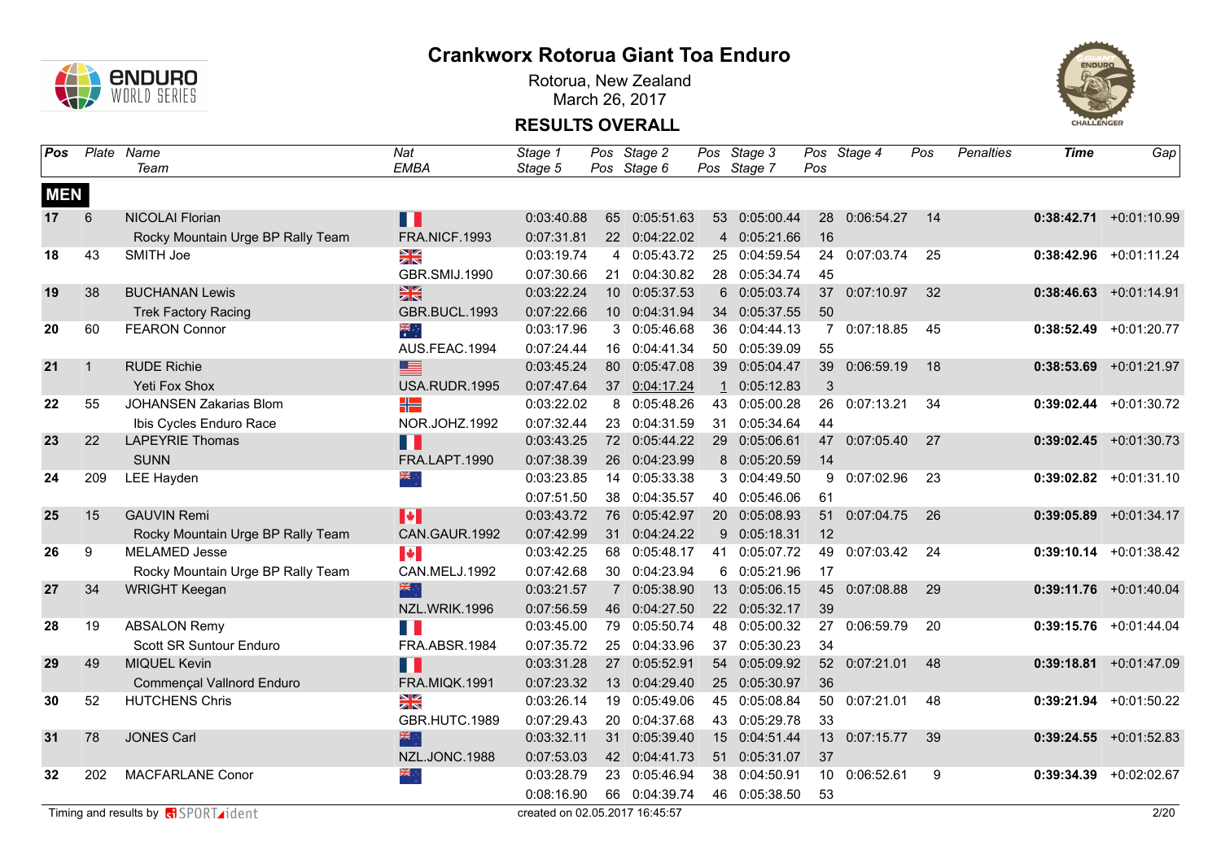# Crankworx Rotorua Giant Toa Enduro

Rotorua, New Zealand
March 26, 2017

## RESULTS OVERALL

| Pos | Plate | Name / Team | Nat / EMBA | Stage 1 / Stage 5 | Pos | Stage 2 / Stage 6 | Pos | Stage 3 / Stage 7 | Pos | Stage 4 | Pos | Penalties | Time | Gap |
|---|---|---|---|---|---|---|---|---|---|---|---|---|---|---|
| **MEN** | | | | | | | | | | | | | | |
| 17 | 6 | NICOLAI Florian | FRA | 0:03:40.88 | 65 | 0:05:51.63 | 53 | 0:05:00.44 | 28 | 0:06:54.27 | 14 | | **0:38:42.71** | +0:01:10.99 |
| | | Rocky Mountain Urge BP Rally Team | FRA.NICF.1993 | 0:07:31.81 | 22 | 0:04:22.02 | 4 | 0:05:21.66 | 16 | | | | | |
| 18 | 43 | SMITH Joe | GBR | 0:03:19.74 | 4 | 0:05:43.72 | 25 | 0:04:59.54 | 24 | 0:07:03.74 | 25 | | **0:38:42.96** | +0:01:11.24 |
| | | | GBR.SMIJ.1990 | 0:07:30.66 | 21 | 0:04:30.82 | 28 | 0:05:34.74 | 45 | | | | | |
| 19 | 38 | BUCHANAN Lewis | GBR | 0:03:22.24 | 10 | 0:05:37.53 | 6 | 0:05:03.74 | 37 | 0:07:10.97 | 32 | | **0:38:46.63** | +0:01:14.91 |
| | | Trek Factory Racing | GBR.BUCL.1993 | 0:07:22.66 | 10 | 0:04:31.94 | 34 | 0:05:37.55 | 50 | | | | | |
| 20 | 60 | FEARON Connor | AUS | 0:03:17.96 | 3 | 0:05:46.68 | 36 | 0:04:44.13 | 7 | 0:07:18.85 | 45 | | **0:38:52.49** | +0:01:20.77 |
| | | | AUS.FEAC.1994 | 0:07:24.44 | 16 | 0:04:41.34 | 50 | 0:05:39.09 | 55 | | | | | |
| 21 | 1 | RUDE Richie | USA | 0:03:45.24 | 80 | 0:05:47.08 | 39 | 0:05:04.47 | 39 | 0:06:59.19 | 18 | | **0:38:53.69** | +0:01:21.97 |
| | | Yeti Fox Shox | USA.RUDR.1995 | 0:07:47.64 | 37 | 0:04:17.24 | 1 | 0:05:12.83 | 3 | | | | | |
| 22 | 55 | JOHANSEN Zakarias Blom | NOR | 0:03:22.02 | 8 | 0:05:48.26 | 43 | 0:05:00.28 | 26 | 0:07:13.21 | 34 | | **0:39:02.44** | +0:01:30.72 |
| | | Ibis Cycles Enduro Race | NOR.JOHZ.1992 | 0:07:32.44 | 23 | 0:04:31.59 | 31 | 0:05:34.64 | 44 | | | | | |
| 23 | 22 | LAPEYRIE Thomas | FRA | 0:03:43.25 | 72 | 0:05:44.22 | 29 | 0:05:06.61 | 47 | 0:07:05.40 | 27 | | **0:39:02.45** | +0:01:30.73 |
| | | SUNN | FRA.LAPT.1990 | 0:07:38.39 | 26 | 0:04:23.99 | 8 | 0:05:20.59 | 14 | | | | | |
| 24 | 209 | LEE Hayden | NZL | 0:03:23.85 | 14 | 0:05:33.38 | 3 | 0:04:49.50 | 9 | 0:07:02.96 | 23 | | **0:39:02.82** | +0:01:31.10 |
| | | | | 0:07:51.50 | 38 | 0:04:35.57 | 40 | 0:05:46.06 | 61 | | | | | |
| 25 | 15 | GAUVIN Remi | CAN | 0:03:43.72 | 76 | 0:05:42.97 | 20 | 0:05:08.93 | 51 | 0:07:04.75 | 26 | | **0:39:05.89** | +0:01:34.17 |
| | | Rocky Mountain Urge BP Rally Team | CAN.GAUR.1992 | 0:07:42.99 | 31 | 0:04:24.22 | 9 | 0:05:18.31 | 12 | | | | | |
| 26 | 9 | MELAMED Jesse | CAN | 0:03:42.25 | 68 | 0:05:48.17 | 41 | 0:05:07.72 | 49 | 0:07:03.42 | 24 | | **0:39:10.14** | +0:01:38.42 |
| | | Rocky Mountain Urge BP Rally Team | CAN.MELJ.1992 | 0:07:42.68 | 30 | 0:04:23.94 | 6 | 0:05:21.96 | 17 | | | | | |
| 27 | 34 | WRIGHT Keegan | NZL | 0:03:21.57 | 7 | 0:05:38.90 | 13 | 0:05:06.15 | 45 | 0:07:08.88 | 29 | | **0:39:11.76** | +0:01:40.04 |
| | | | NZL.WRIK.1996 | 0:07:56.59 | 46 | 0:04:27.50 | 22 | 0:05:32.17 | 39 | | | | | |
| 28 | 19 | ABSALON Remy | FRA | 0:03:45.00 | 79 | 0:05:50.74 | 48 | 0:05:00.32 | 27 | 0:06:59.79 | 20 | | **0:39:15.76** | +0:01:44.04 |
| | | Scott SR Suntour Enduro | FRA.ABSR.1984 | 0:07:35.72 | 25 | 0:04:33.96 | 37 | 0:05:30.23 | 34 | | | | | |
| 29 | 49 | MIQUEL Kevin | FRA | 0:03:31.28 | 27 | 0:05:52.91 | 54 | 0:05:09.92 | 52 | 0:07:21.01 | 48 | | **0:39:18.81** | +0:01:47.09 |
| | | Commençal Vallnord Enduro | FRA.MIQK.1991 | 0:07:23.32 | 13 | 0:04:29.40 | 25 | 0:05:30.97 | 36 | | | | | |
| 30 | 52 | HUTCHENS Chris | GBR | 0:03:26.14 | 19 | 0:05:49.06 | 45 | 0:05:08.84 | 50 | 0:07:21.01 | 48 | | **0:39:21.94** | +0:01:50.22 |
| | | | GBR.HUTC.1989 | 0:07:29.43 | 20 | 0:04:37.68 | 43 | 0:05:29.78 | 33 | | | | | |
| 31 | 78 | JONES Carl | NZL | 0:03:32.11 | 31 | 0:05:39.40 | 15 | 0:04:51.44 | 13 | 0:07:15.77 | 39 | | **0:39:24.55** | +0:01:52.83 |
| | | | NZL.JONC.1988 | 0:07:53.03 | 42 | 0:04:41.73 | 51 | 0:05:31.07 | 37 | | | | | |
| 32 | 202 | MACFARLANE Conor | NZL | 0:03:28.79 | 23 | 0:05:46.94 | 38 | 0:04:50.91 | 10 | 0:06:52.61 | 9 | | **0:39:34.39** | +0:02:02.67 |
| | | | | 0:08:16.90 | 66 | 0:04:39.74 | 46 | 0:05:38.50 | 53 | | | | | |

Timing and results by SPORTident

created on 02.05.2017 16:45:57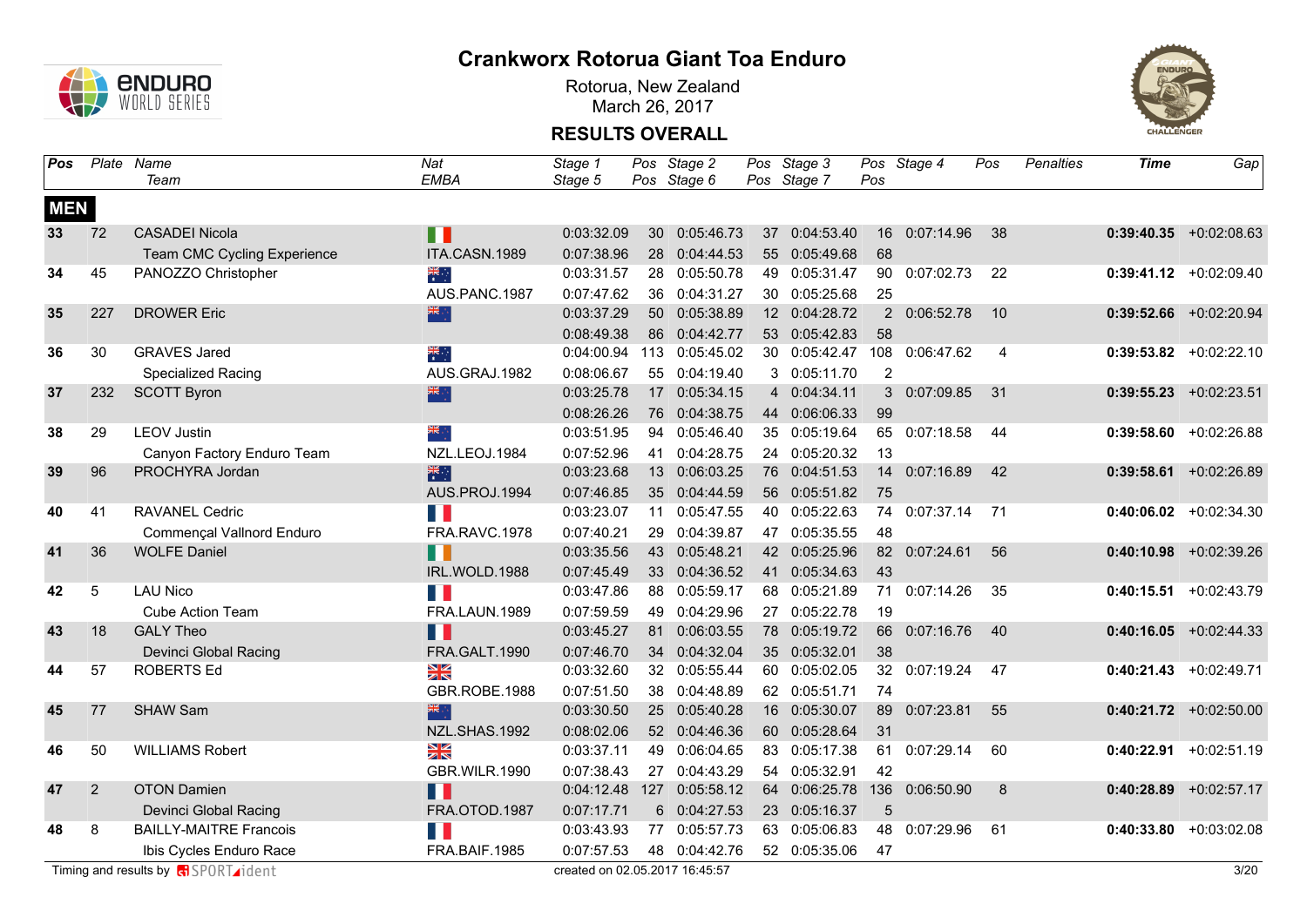# Crankworx Rotorua Giant Toa Enduro

Rotorua, New Zealand
March 26, 2017

## RESULTS OVERALL

| Pos | Plate | Name / Team | Nat / EMBA | Stage 1 / Stage 5 | Pos | Stage 2 / Stage 6 | Pos | Stage 3 / Stage 7 | Pos | Stage 4 | Pos | Penalties | Time | Gap |
|---|---|---|---|---|---|---|---|---|---|---|---|---|---|---|
| **MEN** | | | | | | | | | | | | | | |
| **33** | 72 | CASADEI Nicola | | 0:03:32.09 | 30 | 0:05:46.73 | 37 | 0:04:53.40 | 16 | 0:07:14.96 | 38 | | **0:39:40.35** | +0:02:08.63 |
| | | Team CMC Cycling Experience | ITA.CASN.1989 | 0:07:38.96 | 28 | 0:04:44.53 | 55 | 0:05:49.68 | 68 | | | | | |
| **34** | 45 | PANOZZO Christopher | | 0:03:31.57 | 28 | 0:05:50.78 | 49 | 0:05:31.47 | 90 | 0:07:02.73 | 22 | | **0:39:41.12** | +0:02:09.40 |
| | | | AUS.PANC.1987 | 0:07:47.62 | 36 | 0:04:31.27 | 30 | 0:05:25.68 | 25 | | | | | |
| **35** | 227 | DROWER Eric | | 0:03:37.29 | 50 | 0:05:38.89 | 12 | 0:04:28.72 | 2 | 0:06:52.78 | 10 | | **0:39:52.66** | +0:02:20.94 |
| | | | | 0:08:49.38 | 86 | 0:04:42.77 | 53 | 0:05:42.83 | 58 | | | | | |
| **36** | 30 | GRAVES Jared | | 0:04:00.94 | 113 | 0:05:45.02 | 30 | 0:05:42.47 | 108 | 0:06:47.62 | 4 | | **0:39:53.82** | +0:02:22.10 |
| | | Specialized Racing | AUS.GRAJ.1982 | 0:08:06.67 | 55 | 0:04:19.40 | 3 | 0:05:11.70 | 2 | | | | | |
| **37** | 232 | SCOTT Byron | | 0:03:25.78 | 17 | 0:05:34.15 | 4 | 0:04:34.11 | 3 | 0:07:09.85 | 31 | | **0:39:55.23** | +0:02:23.51 |
| | | | | 0:08:26.26 | 76 | 0:04:38.75 | 44 | 0:06:06.33 | 99 | | | | | |
| **38** | 29 | LEOV Justin | | 0:03:51.95 | 94 | 0:05:46.40 | 35 | 0:05:19.64 | 65 | 0:07:18.58 | 44 | | **0:39:58.60** | +0:02:26.88 |
| | | Canyon Factory Enduro Team | NZL.LEOJ.1984 | 0:07:52.96 | 41 | 0:04:28.75 | 24 | 0:05:20.32 | 13 | | | | | |
| **39** | 96 | PROCHYRA Jordan | | 0:03:23.68 | 13 | 0:06:03.25 | 76 | 0:04:51.53 | 14 | 0:07:16.89 | 42 | | **0:39:58.61** | +0:02:26.89 |
| | | | AUS.PROJ.1994 | 0:07:46.85 | 35 | 0:04:44.59 | 56 | 0:05:51.82 | 75 | | | | | |
| **40** | 41 | RAVANEL Cedric | | 0:03:23.07 | 11 | 0:05:47.55 | 40 | 0:05:22.63 | 74 | 0:07:37.14 | 71 | | **0:40:06.02** | +0:02:34.30 |
| | | Commençal Vallnord Enduro | FRA.RAVC.1978 | 0:07:40.21 | 29 | 0:04:39.87 | 47 | 0:05:35.55 | 48 | | | | | |
| **41** | 36 | WOLFE Daniel | | 0:03:35.56 | 43 | 0:05:48.21 | 42 | 0:05:25.96 | 82 | 0:07:24.61 | 56 | | **0:40:10.98** | +0:02:39.26 |
| | | | IRL.WOLD.1988 | 0:07:45.49 | 33 | 0:04:36.52 | 41 | 0:05:34.63 | 43 | | | | | |
| **42** | 5 | LAU Nico | | 0:03:47.86 | 88 | 0:05:59.17 | 68 | 0:05:21.89 | 71 | 0:07:14.26 | 35 | | **0:40:15.51** | +0:02:43.79 |
| | | Cube Action Team | FRA.LAUN.1989 | 0:07:59.59 | 49 | 0:04:29.96 | 27 | 0:05:22.78 | 19 | | | | | |
| **43** | 18 | GALY Theo | | 0:03:45.27 | 81 | 0:06:03.55 | 78 | 0:05:19.72 | 66 | 0:07:16.76 | 40 | | **0:40:16.05** | +0:02:44.33 |
| | | Devinci Global Racing | FRA.GALT.1990 | 0:07:46.70 | 34 | 0:04:32.04 | 35 | 0:05:32.01 | 38 | | | | | |
| **44** | 57 | ROBERTS Ed | | 0:03:32.60 | 32 | 0:05:55.44 | 60 | 0:05:02.05 | 32 | 0:07:19.24 | 47 | | **0:40:21.43** | +0:02:49.71 |
| | | | GBR.ROBE.1988 | 0:07:51.50 | 38 | 0:04:48.89 | 62 | 0:05:51.71 | 74 | | | | | |
| **45** | 77 | SHAW Sam | | 0:03:30.50 | 25 | 0:05:40.28 | 16 | 0:05:30.07 | 89 | 0:07:23.81 | 55 | | **0:40:21.72** | +0:02:50.00 |
| | | | NZL.SHAS.1992 | 0:08:02.06 | 52 | 0:04:46.36 | 60 | 0:05:28.64 | 31 | | | | | |
| **46** | 50 | WILLIAMS Robert | | 0:03:37.11 | 49 | 0:06:04.65 | 83 | 0:05:17.38 | 61 | 0:07:29.14 | 60 | | **0:40:22.91** | +0:02:51.19 |
| | | | GBR.WILR.1990 | 0:07:38.43 | 27 | 0:04:43.29 | 54 | 0:05:32.91 | 42 | | | | | |
| **47** | 2 | OTON Damien | | 0:04:12.48 | 127 | 0:05:58.12 | 64 | 0:06:25.78 | 136 | 0:06:50.90 | 8 | | **0:40:28.89** | +0:02:57.17 |
| | | Devinci Global Racing | FRA.OTOD.1987 | 0:07:17.71 | 6 | 0:04:27.53 | 23 | 0:05:16.37 | 5 | | | | | |
| **48** | 8 | BAILLY-MAITRE Francois | | 0:03:43.93 | 77 | 0:05:57.73 | 63 | 0:05:06.83 | 48 | 0:07:29.96 | 61 | | **0:40:33.80** | +0:03:02.08 |
| | | Ibis Cycles Enduro Race | FRA.BAIF.1985 | 0:07:57.53 | 48 | 0:04:42.76 | 52 | 0:05:35.06 | 47 | | | | | |

Timing and results by SPORTident

created on 02.05.2017 16:45:57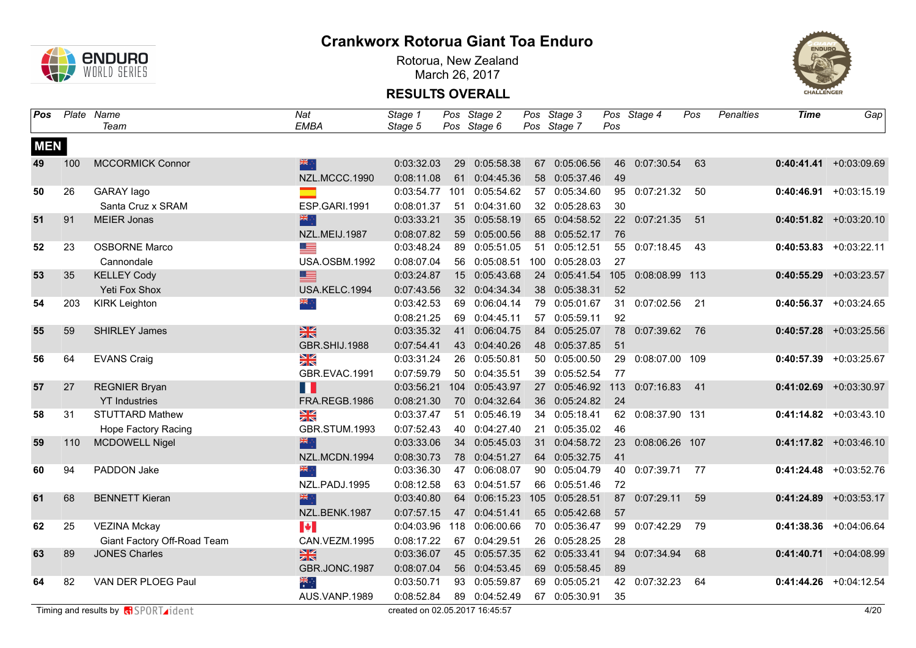# Crankworx Rotorua Giant Toa Enduro

Rotorua, New Zealand
March 26, 2017

## RESULTS OVERALL

| Pos | Plate | Name / Team | Nat / EMBA | Stage 1 / Stage 5 | Pos | Stage 2 / Stage 6 | Pos | Stage 3 / Stage 7 | Pos | Stage 4 | Pos | Penalties | Time | Gap |
|---|---|---|---|---|---|---|---|---|---|---|---|---|---|---|
| **MEN** | | | | | | | | | | | | | | |
| 49 | 100 | MCCORMICK Connor | | 0:03:32.03 | 29 | 0:05:58.38 | 67 | 0:05:06.56 | 46 | 0:07:30.54 | 63 | | **0:40:41.41** | +0:03:09.69 |
| | | | NZL.MCCC.1990 | 0:08:11.08 | 61 | 0:04:45.36 | 58 | 0:05:37.46 | 49 | | | | | |
| 50 | 26 | GARAY Iago | | 0:03:54.77 | 101 | 0:05:54.62 | 57 | 0:05:34.60 | 95 | 0:07:21.32 | 50 | | **0:40:46.91** | +0:03:15.19 |
| | | Santa Cruz x SRAM | ESP.GARI.1991 | 0:08:01.37 | 51 | 0:04:31.60 | 32 | 0:05:28.63 | 30 | | | | | |
| 51 | 91 | MEIER Jonas | | 0:03:33.21 | 35 | 0:05:58.19 | 65 | 0:04:58.52 | 22 | 0:07:21.35 | 51 | | **0:40:51.82** | +0:03:20.10 |
| | | | NZL.MEIJ.1987 | 0:08:07.82 | 59 | 0:05:00.56 | 88 | 0:05:52.17 | 76 | | | | | |
| 52 | 23 | OSBORNE Marco | | 0:03:48.24 | 89 | 0:05:51.05 | 51 | 0:05:12.51 | 55 | 0:07:18.45 | 43 | | **0:40:53.83** | +0:03:22.11 |
| | | Cannondale | USA.OSBM.1992 | 0:08:07.04 | 56 | 0:05:08.51 | 100 | 0:05:28.03 | 27 | | | | | |
| 53 | 35 | KELLEY Cody | | 0:03:24.87 | 15 | 0:05:43.68 | 24 | 0:05:41.54 | 105 | 0:08:08.99 | 113 | | **0:40:55.29** | +0:03:23.57 |
| | | Yeti Fox Shox | USA.KELC.1994 | 0:07:43.56 | 32 | 0:04:34.34 | 38 | 0:05:38.31 | 52 | | | | | |
| 54 | 203 | KIRK Leighton | | 0:03:42.53 | 69 | 0:06:04.14 | 79 | 0:05:01.67 | 31 | 0:07:02.56 | 21 | | **0:40:56.37** | +0:03:24.65 |
| | | | | 0:08:21.25 | 69 | 0:04:45.11 | 57 | 0:05:59.11 | 92 | | | | | |
| 55 | 59 | SHIRLEY James | | 0:03:35.32 | 41 | 0:06:04.75 | 84 | 0:05:25.07 | 78 | 0:07:39.62 | 76 | | **0:40:57.28** | +0:03:25.56 |
| | | | GBR.SHIJ.1988 | 0:07:54.41 | 43 | 0:04:40.26 | 48 | 0:05:37.85 | 51 | | | | | |
| 56 | 64 | EVANS Craig | | 0:03:31.24 | 26 | 0:05:50.81 | 50 | 0:05:00.50 | 29 | 0:08:07.00 | 109 | | **0:40:57.39** | +0:03:25.67 |
| | | | GBR.EVAC.1991 | 0:07:59.79 | 50 | 0:04:35.51 | 39 | 0:05:52.54 | 77 | | | | | |
| 57 | 27 | REGNIER Bryan | | 0:03:56.21 | 104 | 0:05:43.97 | 27 | 0:05:46.92 | 113 | 0:07:16.83 | 41 | | **0:41:02.69** | +0:03:30.97 |
| | | YT Industries | FRA.REGB.1986 | 0:08:21.30 | 70 | 0:04:32.64 | 36 | 0:05:24.82 | 24 | | | | | |
| 58 | 31 | STUTTARD Mathew | | 0:03:37.47 | 51 | 0:05:46.19 | 34 | 0:05:18.41 | 62 | 0:08:37.90 | 131 | | **0:41:14.82** | +0:03:43.10 |
| | | Hope Factory Racing | GBR.STUM.1993 | 0:07:52.43 | 40 | 0:04:27.40 | 21 | 0:05:35.02 | 46 | | | | | |
| 59 | 110 | MCDOWELL Nigel | | 0:03:33.06 | 34 | 0:05:45.03 | 31 | 0:04:58.72 | 23 | 0:08:06.26 | 107 | | **0:41:17.82** | +0:03:46.10 |
| | | | NZL.MCDN.1994 | 0:08:30.73 | 78 | 0:04:51.27 | 64 | 0:05:32.75 | 41 | | | | | |
| 60 | 94 | PADDON Jake | | 0:03:36.30 | 47 | 0:06:08.07 | 90 | 0:05:04.79 | 40 | 0:07:39.71 | 77 | | **0:41:24.48** | +0:03:52.76 |
| | | | NZL.PADJ.1995 | 0:08:12.58 | 63 | 0:04:51.57 | 66 | 0:05:51.46 | 72 | | | | | |
| 61 | 68 | BENNETT Kieran | | 0:03:40.80 | 64 | 0:06:15.23 | 105 | 0:05:28.51 | 87 | 0:07:29.11 | 59 | | **0:41:24.89** | +0:03:53.17 |
| | | | NZL.BENK.1987 | 0:07:57.15 | 47 | 0:04:51.41 | 65 | 0:05:42.68 | 57 | | | | | |
| 62 | 25 | VEZINA Mckay | | 0:04:03.96 | 118 | 0:06:00.66 | 70 | 0:05:36.47 | 99 | 0:07:42.29 | 79 | | **0:41:38.36** | +0:04:06.64 |
| | | Giant Factory Off-Road Team | CAN.VEZM.1995 | 0:08:17.22 | 67 | 0:04:29.51 | 26 | 0:05:28.25 | 28 | | | | | |
| 63 | 89 | JONES Charles | | 0:03:36.07 | 45 | 0:05:57.35 | 62 | 0:05:33.41 | 94 | 0:07:34.94 | 68 | | **0:41:40.71** | +0:04:08.99 |
| | | | GBR.JONC.1987 | 0:08:07.04 | 56 | 0:04:53.45 | 69 | 0:05:58.45 | 89 | | | | | |
| 64 | 82 | VAN DER PLOEG Paul | | 0:03:50.71 | 93 | 0:05:59.87 | 69 | 0:05:05.21 | 42 | 0:07:32.23 | 64 | | **0:41:44.26** | +0:04:12.54 |
| | | | AUS.VANP.1989 | 0:08:52.84 | 89 | 0:04:52.49 | 67 | 0:05:30.91 | 35 | | | | | |

Timing and results by SPORTident

created on 02.05.2017 16:45:57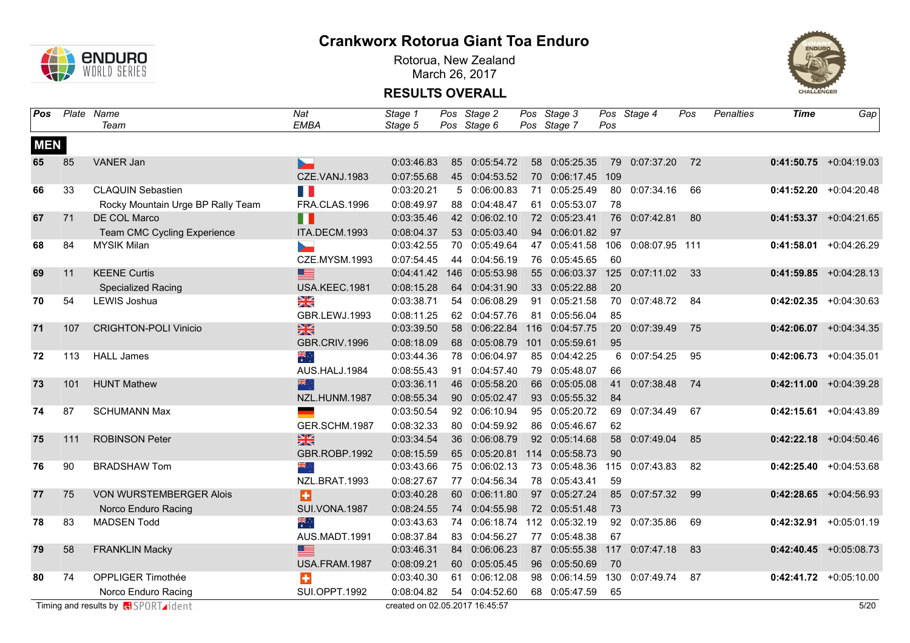# Crankworx Rotorua Giant Toa Enduro

Rotorua, New Zealand
March 26, 2017

## RESULTS OVERALL

### MEN

| Pos | Plate | Name / Team | Nat / EMBA | Stage 1 / Stage 5 | Pos | Stage 2 / Stage 6 | Pos | Stage 3 / Stage 7 | Pos | Stage 4 | Pos | Penalties | Time | Gap |
|---|---|---|---|---|---|---|---|---|---|---|---|---|---|---|
| **65** | 85 | VANER Jan | CZE.VANJ.1983 | 0:03:46.83 | 85 | 0:05:54.72 | 58 | 0:05:25.35 | 79 | 0:07:37.20 | 72 | | **0:41:50.75** | +0:04:19.03 |
| | | | | 0:07:55.68 | 45 | 0:04:53.52 | 70 | 0:06:17.45 | 109 | | | | | |
| **66** | 33 | CLAQUIN Sebastien | FRA.CLAS.1996 | 0:03:20.21 | 5 | 0:06:00.83 | 71 | 0:05:25.49 | 80 | 0:07:34.16 | 66 | | **0:41:52.20** | +0:04:20.48 |
| | | Rocky Mountain Urge BP Rally Team | | 0:08:49.97 | 88 | 0:04:48.47 | 61 | 0:05:53.07 | 78 | | | | | |
| **67** | 71 | DE COL Marco | ITA.DECM.1993 | 0:03:35.46 | 42 | 0:06:02.10 | 72 | 0:05:23.41 | 76 | 0:07:42.81 | 80 | | **0:41:53.37** | +0:04:21.65 |
| | | Team CMC Cycling Experience | | 0:08:04.37 | 53 | 0:05:03.40 | 94 | 0:06:01.82 | 97 | | | | | |
| **68** | 84 | MYSIK Milan | CZE.MYSM.1993 | 0:03:42.55 | 70 | 0:05:49.64 | 47 | 0:05:41.58 | 106 | 0:08:07.95 | 111 | | **0:41:58.01** | +0:04:26.29 |
| | | | | 0:07:54.45 | 44 | 0:04:56.19 | 76 | 0:05:45.65 | 60 | | | | | |
| **69** | 11 | KEENE Curtis | USA.KEEC.1981 | 0:04:41.42 | 146 | 0:05:53.98 | 55 | 0:06:03.37 | 125 | 0:07:11.02 | 33 | | **0:41:59.85** | +0:04:28.13 |
| | | Specialized Racing | | 0:08:15.28 | 64 | 0:04:31.90 | 33 | 0:05:22.88 | 20 | | | | | |
| **70** | 54 | LEWIS Joshua | GBR.LEWJ.1993 | 0:03:38.71 | 54 | 0:06:08.29 | 91 | 0:05:21.58 | 70 | 0:07:48.72 | 84 | | **0:42:02.35** | +0:04:30.63 |
| | | | | 0:08:11.25 | 62 | 0:04:57.76 | 81 | 0:05:56.04 | 85 | | | | | |
| **71** | 107 | CRIGHTON-POLI Vinicio | GBR.CRIV.1996 | 0:03:39.50 | 58 | 0:06:22.84 | 116 | 0:04:57.75 | 20 | 0:07:39.49 | 75 | | **0:42:06.07** | +0:04:34.35 |
| | | | | 0:08:18.09 | 68 | 0:05:08.79 | 101 | 0:05:59.61 | 95 | | | | | |
| **72** | 113 | HALL James | AUS.HALJ.1984 | 0:03:44.36 | 78 | 0:06:04.97 | 85 | 0:04:42.25 | 6 | 0:07:54.25 | 95 | | **0:42:06.73** | +0:04:35.01 |
| | | | | 0:08:55.43 | 91 | 0:04:57.40 | 79 | 0:05:48.07 | 66 | | | | | |
| **73** | 101 | HUNT Mathew | NZL.HUNM.1987 | 0:03:36.11 | 46 | 0:05:58.20 | 66 | 0:05:05.08 | 41 | 0:07:38.48 | 74 | | **0:42:11.00** | +0:04:39.28 |
| | | | | 0:08:55.34 | 90 | 0:05:02.47 | 93 | 0:05:55.32 | 84 | | | | | |
| **74** | 87 | SCHUMANN Max | GER.SCHM.1987 | 0:03:50.54 | 92 | 0:06:10.94 | 95 | 0:05:20.72 | 69 | 0:07:34.49 | 67 | | **0:42:15.61** | +0:04:43.89 |
| | | | | 0:08:32.33 | 80 | 0:04:59.92 | 86 | 0:05:46.67 | 62 | | | | | |
| **75** | 111 | ROBINSON Peter | GBR.ROBP.1992 | 0:03:34.54 | 36 | 0:06:08.79 | 92 | 0:05:14.68 | 58 | 0:07:49.04 | 85 | | **0:42:22.18** | +0:04:50.46 |
| | | | | 0:08:15.59 | 65 | 0:05:20.81 | 114 | 0:05:58.73 | 90 | | | | | |
| **76** | 90 | BRADSHAW Tom | NZL.BRAT.1993 | 0:03:43.66 | 75 | 0:06:02.13 | 73 | 0:05:48.36 | 115 | 0:07:43.83 | 82 | | **0:42:25.40** | +0:04:53.68 |
| | | | | 0:08:27.67 | 77 | 0:04:56.34 | 78 | 0:05:43.41 | 59 | | | | | |
| **77** | 75 | VON WURSTEMBERGER Alois | SUI.VONA.1987 | 0:03:40.28 | 60 | 0:06:11.80 | 97 | 0:05:27.24 | 85 | 0:07:57.32 | 99 | | **0:42:28.65** | +0:04:56.93 |
| | | Norco Enduro Racing | | 0:08:24.55 | 74 | 0:04:55.98 | 72 | 0:05:51.48 | 73 | | | | | |
| **78** | 83 | MADSEN Todd | AUS.MADT.1991 | 0:03:43.63 | 74 | 0:06:18.74 | 112 | 0:05:32.19 | 92 | 0:07:35.86 | 69 | | **0:42:32.91** | +0:05:01.19 |
| | | | | 0:08:37.84 | 83 | 0:04:56.27 | 77 | 0:05:48.38 | 67 | | | | | |
| **79** | 58 | FRANKLIN Macky | USA.FRAM.1987 | 0:03:46.31 | 84 | 0:06:06.23 | 87 | 0:05:55.38 | 117 | 0:07:47.18 | 83 | | **0:42:40.45** | +0:05:08.73 |
| | | | | 0:08:09.21 | 60 | 0:05:05.45 | 96 | 0:05:50.69 | 70 | | | | | |
| **80** | 74 | OPPLIGER Timothée | SUI.OPPT.1992 | 0:03:40.30 | 61 | 0:06:12.08 | 98 | 0:06:14.59 | 130 | 0:07:49.74 | 87 | | **0:42:41.72** | +0:05:10.00 |
| | | Norco Enduro Racing | | 0:08:04.82 | 54 | 0:04:52.60 | 68 | 0:05:47.59 | 65 | | | | | |

Timing and results by SPORTident — created on 02.05.2017 16:45:57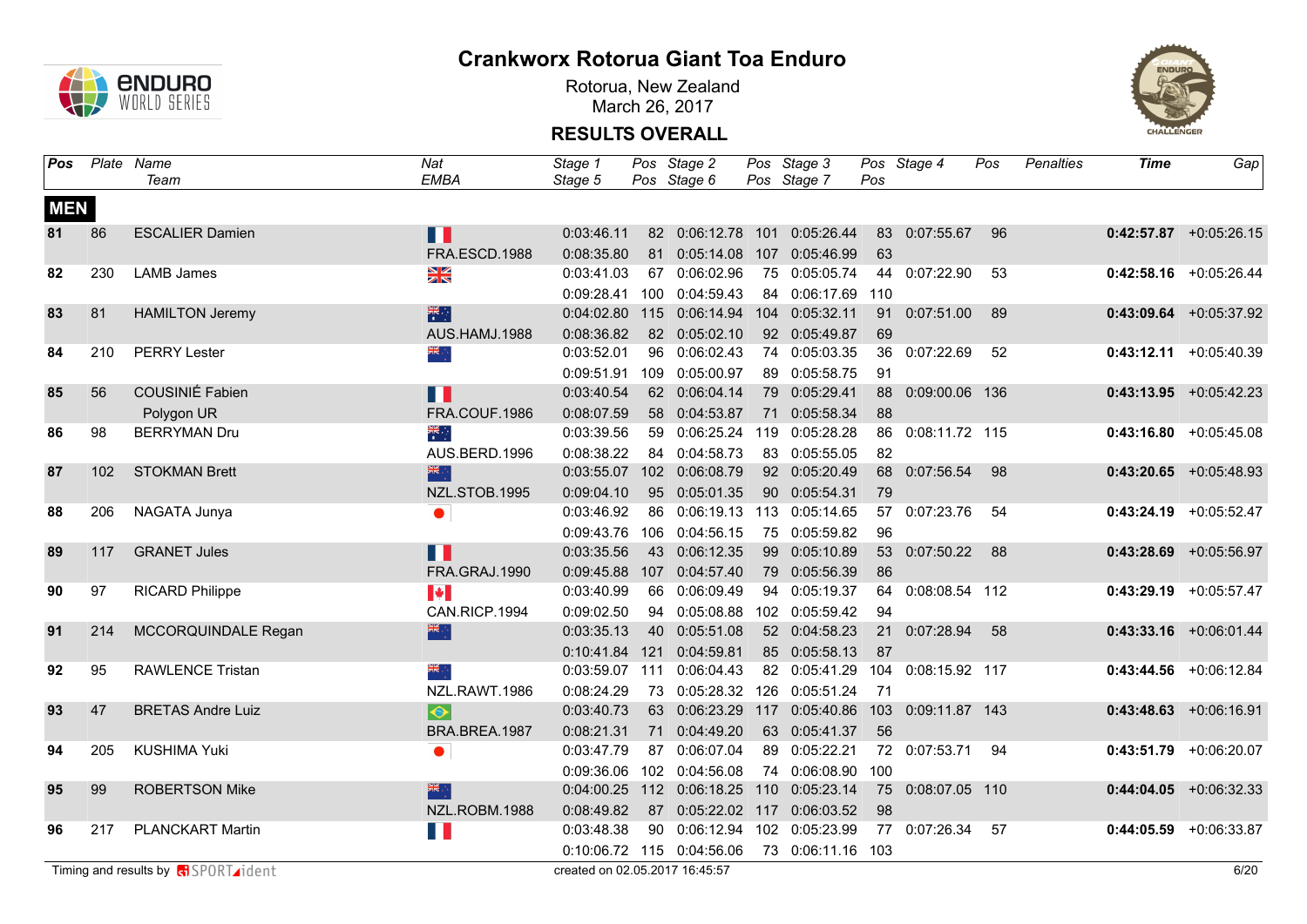# Crankworx Rotorua Giant Toa Enduro

Rotorua, New Zealand
March 26, 2017

## RESULTS OVERALL

| Pos | Plate | Name / Team | Nat / EMBA | Stage 1 / Stage 5 | Pos | Stage 2 / Stage 6 | Pos | Stage 3 / Stage 7 | Pos | Stage 4 | Pos | Penalties | Time | Gap |
|---|---|---|---|---|---|---|---|---|---|---|---|---|---|---|
| **MEN** | | | | | | | | | | | | | | |
| **81** | 86 | ESCALIER Damien | | 0:03:46.11 | 82 | 0:06:12.78 | 101 | 0:05:26.44 | 83 | 0:07:55.67 | 96 | | **0:42:57.87** | +0:05:26.15 |
| | | | FRA.ESCD.1988 | 0:08:35.80 | 81 | 0:05:14.08 | 107 | 0:05:46.99 | 63 | | | | | |
| **82** | 230 | LAMB James | | 0:03:41.03 | 67 | 0:06:02.96 | 75 | 0:05:05.74 | 44 | 0:07:22.90 | 53 | | **0:42:58.16** | +0:05:26.44 |
| | | | | 0:09:28.41 | 100 | 0:04:59.43 | 84 | 0:06:17.69 | 110 | | | | | |
| **83** | 81 | HAMILTON Jeremy | | 0:04:02.80 | 115 | 0:06:14.94 | 104 | 0:05:32.11 | 91 | 0:07:51.00 | 89 | | **0:43:09.64** | +0:05:37.92 |
| | | | AUS.HAMJ.1988 | 0:08:36.82 | 82 | 0:05:02.10 | 92 | 0:05:49.87 | 69 | | | | | |
| **84** | 210 | PERRY Lester | | 0:03:52.01 | 96 | 0:06:02.43 | 74 | 0:05:03.35 | 36 | 0:07:22.69 | 52 | | **0:43:12.11** | +0:05:40.39 |
| | | | | 0:09:51.91 | 109 | 0:05:00.97 | 89 | 0:05:58.75 | 91 | | | | | |
| **85** | 56 | COUSINIÉ Fabien | | 0:03:40.54 | 62 | 0:06:04.14 | 79 | 0:05:29.41 | 88 | 0:09:00.06 | 136 | | **0:43:13.95** | +0:05:42.23 |
| | | Polygon UR | FRA.COUF.1986 | 0:08:07.59 | 58 | 0:04:53.87 | 71 | 0:05:58.34 | 88 | | | | | |
| **86** | 98 | BERRYMAN Dru | | 0:03:39.56 | 59 | 0:06:25.24 | 119 | 0:05:28.28 | 86 | 0:08:11.72 | 115 | | **0:43:16.80** | +0:05:45.08 |
| | | | AUS.BERD.1996 | 0:08:38.22 | 84 | 0:04:58.73 | 83 | 0:05:55.05 | 82 | | | | | |
| **87** | 102 | STOKMAN Brett | | 0:03:55.07 | 102 | 0:06:08.79 | 92 | 0:05:20.49 | 68 | 0:07:56.54 | 98 | | **0:43:20.65** | +0:05:48.93 |
| | | | NZL.STOB.1995 | 0:09:04.10 | 95 | 0:05:01.35 | 90 | 0:05:54.31 | 79 | | | | | |
| **88** | 206 | NAGATA Junya | | 0:03:46.92 | 86 | 0:06:19.13 | 113 | 0:05:14.65 | 57 | 0:07:23.76 | 54 | | **0:43:24.19** | +0:05:52.47 |
| | | | | 0:09:43.76 | 106 | 0:04:56.15 | 75 | 0:05:59.82 | 96 | | | | | |
| **89** | 117 | GRANET Jules | | 0:03:35.56 | 43 | 0:06:12.35 | 99 | 0:05:10.89 | 53 | 0:07:50.22 | 88 | | **0:43:28.69** | +0:05:56.97 |
| | | | FRA.GRAJ.1990 | 0:09:45.88 | 107 | 0:04:57.40 | 79 | 0:05:56.39 | 86 | | | | | |
| **90** | 97 | RICARD Philippe | | 0:03:40.99 | 66 | 0:06:09.49 | 94 | 0:05:19.37 | 64 | 0:08:08.54 | 112 | | **0:43:29.19** | +0:05:57.47 |
| | | | CAN.RICP.1994 | 0:09:02.50 | 94 | 0:05:08.88 | 102 | 0:05:59.42 | 94 | | | | | |
| **91** | 214 | MCCORQUINDALE Regan | | 0:03:35.13 | 40 | 0:05:51.08 | 52 | 0:04:58.23 | 21 | 0:07:28.94 | 58 | | **0:43:33.16** | +0:06:01.44 |
| | | | | 0:10:41.84 | 121 | 0:04:59.81 | 85 | 0:05:58.13 | 87 | | | | | |
| **92** | 95 | RAWLENCE Tristan | | 0:03:59.07 | 111 | 0:06:04.43 | 82 | 0:05:41.29 | 104 | 0:08:15.92 | 117 | | **0:43:44.56** | +0:06:12.84 |
| | | | NZL.RAWT.1986 | 0:08:24.29 | 73 | 0:05:28.32 | 126 | 0:05:51.24 | 71 | | | | | |
| **93** | 47 | BRETAS Andre Luiz | | 0:03:40.73 | 63 | 0:06:23.29 | 117 | 0:05:40.86 | 103 | 0:09:11.87 | 143 | | **0:43:48.63** | +0:06:16.91 |
| | | | BRA.BREA.1987 | 0:08:21.31 | 71 | 0:04:49.20 | 63 | 0:05:41.37 | 56 | | | | | |
| **94** | 205 | KUSHIMA Yuki | | 0:03:47.79 | 87 | 0:06:07.04 | 89 | 0:05:22.21 | 72 | 0:07:53.71 | 94 | | **0:43:51.79** | +0:06:20.07 |
| | | | | 0:09:36.06 | 102 | 0:04:56.08 | 74 | 0:06:08.90 | 100 | | | | | |
| **95** | 99 | ROBERTSON Mike | | 0:04:00.25 | 112 | 0:06:18.25 | 110 | 0:05:23.14 | 75 | 0:08:07.05 | 110 | | **0:44:04.05** | +0:06:32.33 |
| | | | NZL.ROBM.1988 | 0:08:49.82 | 87 | 0:05:22.02 | 117 | 0:06:03.52 | 98 | | | | | |
| **96** | 217 | PLANCKART Martin | | 0:03:48.38 | 90 | 0:06:12.94 | 102 | 0:05:23.99 | 77 | 0:07:26.34 | 57 | | **0:44:05.59** | +0:06:33.87 |
| | | | | 0:10:06.72 | 115 | 0:04:56.06 | 73 | 0:06:11.16 | 103 | | | | | |

Timing and results by SPORTident

created on 02.05.2017 16:45:57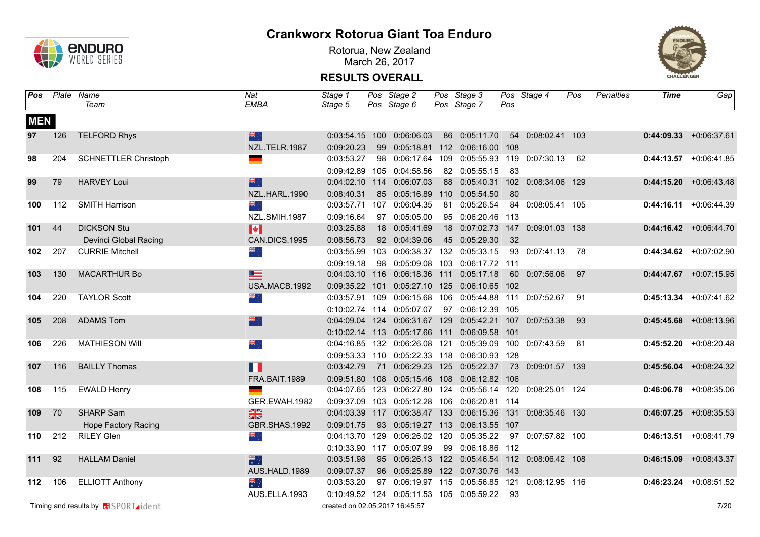# Crankworx Rotorua Giant Toa Enduro

Rotorua, New Zealand
March 26, 2017

## RESULTS OVERALL

| Pos | Plate | Name / Team | Nat / EMBA | Stage 1 / Stage 5 | Pos | Stage 2 / Stage 6 | Pos | Stage 3 / Stage 7 | Pos | Stage 4 | Pos | Penalties | Time | Gap |
|---|---|---|---|---|---|---|---|---|---|---|---|---|---|---|
| **MEN** | | | | | | | | | | | | | | |
| **97** | 126 | TELFORD Rhys | | 0:03:54.15 | 100 | 0:06:06.03 | 86 | 0:05:11.70 | 54 | 0:08:02.41 | 103 | | **0:44:09.33** | +0:06:37.61 |
| | | | NZL.TELR.1987 | 0:09:20.23 | 99 | 0:05:18.81 | 112 | 0:06:16.00 | 108 | | | | | |
| **98** | 204 | SCHNETTLER Christoph | | 0:03:53.27 | 98 | 0:06:17.64 | 109 | 0:05:55.93 | 119 | 0:07:30.13 | 62 | | **0:44:13.57** | +0:06:41.85 |
| | | | | 0:09:42.89 | 105 | 0:04:58.56 | 82 | 0:05:55.15 | 83 | | | | | |
| **99** | 79 | HARVEY Loui | | 0:04:02.10 | 114 | 0:06:07.03 | 88 | 0:05:40.31 | 102 | 0:08:34.06 | 129 | | **0:44:15.20** | +0:06:43.48 |
| | | | NZL.HARL.1990 | 0:08:40.31 | 85 | 0:05:16.89 | 110 | 0:05:54.50 | 80 | | | | | |
| **100** | 112 | SMITH Harrison | | 0:03:57.71 | 107 | 0:06:04.35 | 81 | 0:05:26.54 | 84 | 0:08:05.41 | 105 | | **0:44:16.11** | +0:06:44.39 |
| | | | NZL.SMIH.1987 | 0:09:16.64 | 97 | 0:05:05.00 | 95 | 0:06:20.46 | 113 | | | | | |
| **101** | 44 | DICKSON Stu | | 0:03:25.88 | 18 | 0:05:41.69 | 18 | 0:07:02.73 | 147 | 0:09:01.03 | 138 | | **0:44:16.42** | +0:06:44.70 |
| | | Devinci Global Racing | CAN.DICS.1995 | 0:08:56.73 | 92 | 0:04:39.06 | 45 | 0:05:29.30 | 32 | | | | | |
| **102** | 207 | CURRIE Mitchell | | 0:03:55.99 | 103 | 0:06:38.37 | 132 | 0:05:33.15 | 93 | 0:07:41.13 | 78 | | **0:44:34.62** | +0:07:02.90 |
| | | | | 0:09:19.18 | 98 | 0:05:09.08 | 103 | 0:06:17.72 | 111 | | | | | |
| **103** | 130 | MACARTHUR Bo | | 0:04:03.10 | 116 | 0:06:18.36 | 111 | 0:05:17.18 | 60 | 0:07:56.06 | 97 | | **0:44:47.67** | +0:07:15.95 |
| | | | USA.MACB.1992 | 0:09:35.22 | 101 | 0:05:27.10 | 125 | 0:06:10.65 | 102 | | | | | |
| **104** | 220 | TAYLOR Scott | | 0:03:57.91 | 109 | 0:06:15.68 | 106 | 0:05:44.88 | 111 | 0:07:52.67 | 91 | | **0:45:13.34** | +0:07:41.62 |
| | | | | 0:10:02.74 | 114 | 0:05:07.07 | 97 | 0:06:12.39 | 105 | | | | | |
| **105** | 208 | ADAMS Tom | | 0:04:09.04 | 124 | 0:06:31.67 | 129 | 0:05:42.21 | 107 | 0:07:53.38 | 93 | | **0:45:45.68** | +0:08:13.96 |
| | | | | 0:10:02.14 | 113 | 0:05:17.66 | 111 | 0:06:09.58 | 101 | | | | | |
| **106** | 226 | MATHIESON Will | | 0:04:16.85 | 132 | 0:06:26.08 | 121 | 0:05:39.09 | 100 | 0:07:43.59 | 81 | | **0:45:52.20** | +0:08:20.48 |
| | | | | 0:09:53.33 | 110 | 0:05:22.33 | 118 | 0:06:30.93 | 128 | | | | | |
| **107** | 116 | BAILLY Thomas | | 0:03:42.79 | 71 | 0:06:29.23 | 125 | 0:05:22.37 | 73 | 0:09:01.57 | 139 | | **0:45:56.04** | +0:08:24.32 |
| | | | FRA.BAIT.1989 | 0:09:51.80 | 108 | 0:05:15.46 | 108 | 0:06:12.82 | 106 | | | | | |
| **108** | 115 | EWALD Henry | | 0:04:07.65 | 123 | 0:06:27.80 | 124 | 0:05:56.14 | 120 | 0:08:25.01 | 124 | | **0:46:06.78** | +0:08:35.06 |
| | | | GER.EWAH.1982 | 0:09:37.09 | 103 | 0:05:12.28 | 106 | 0:06:20.81 | 114 | | | | | |
| **109** | 70 | SHARP Sam | | 0:04:03.39 | 117 | 0:06:38.47 | 133 | 0:06:15.36 | 131 | 0:08:35.46 | 130 | | **0:46:07.25** | +0:08:35.53 |
| | | Hope Factory Racing | GBR.SHAS.1992 | 0:09:01.75 | 93 | 0:05:19.27 | 113 | 0:06:13.55 | 107 | | | | | |
| **110** | 212 | RILEY Glen | | 0:04:13.70 | 129 | 0:06:26.02 | 120 | 0:05:35.22 | 97 | 0:07:57.82 | 100 | | **0:46:13.51** | +0:08:41.79 |
| | | | | 0:10:33.90 | 117 | 0:05:07.99 | 99 | 0:06:18.86 | 112 | | | | | |
| **111** | 92 | HALLAM Daniel | | 0:03:51.98 | 95 | 0:06:26.13 | 122 | 0:05:46.54 | 112 | 0:08:06.42 | 108 | | **0:46:15.09** | +0:08:43.37 |
| | | | AUS.HALD.1989 | 0:09:07.37 | 96 | 0:05:25.89 | 122 | 0:07:30.76 | 143 | | | | | |
| **112** | 106 | ELLIOTT Anthony | | 0:03:53.20 | 97 | 0:06:19.97 | 115 | 0:05:56.85 | 121 | 0:08:12.95 | 116 | | **0:46:23.24** | +0:08:51.52 |
| | | | AUS.ELLA.1993 | 0:10:49.52 | 124 | 0:05:11.53 | 105 | 0:05:59.22 | 93 | | | | | |

Timing and results by SPORTident

created on 02.05.2017 16:45:57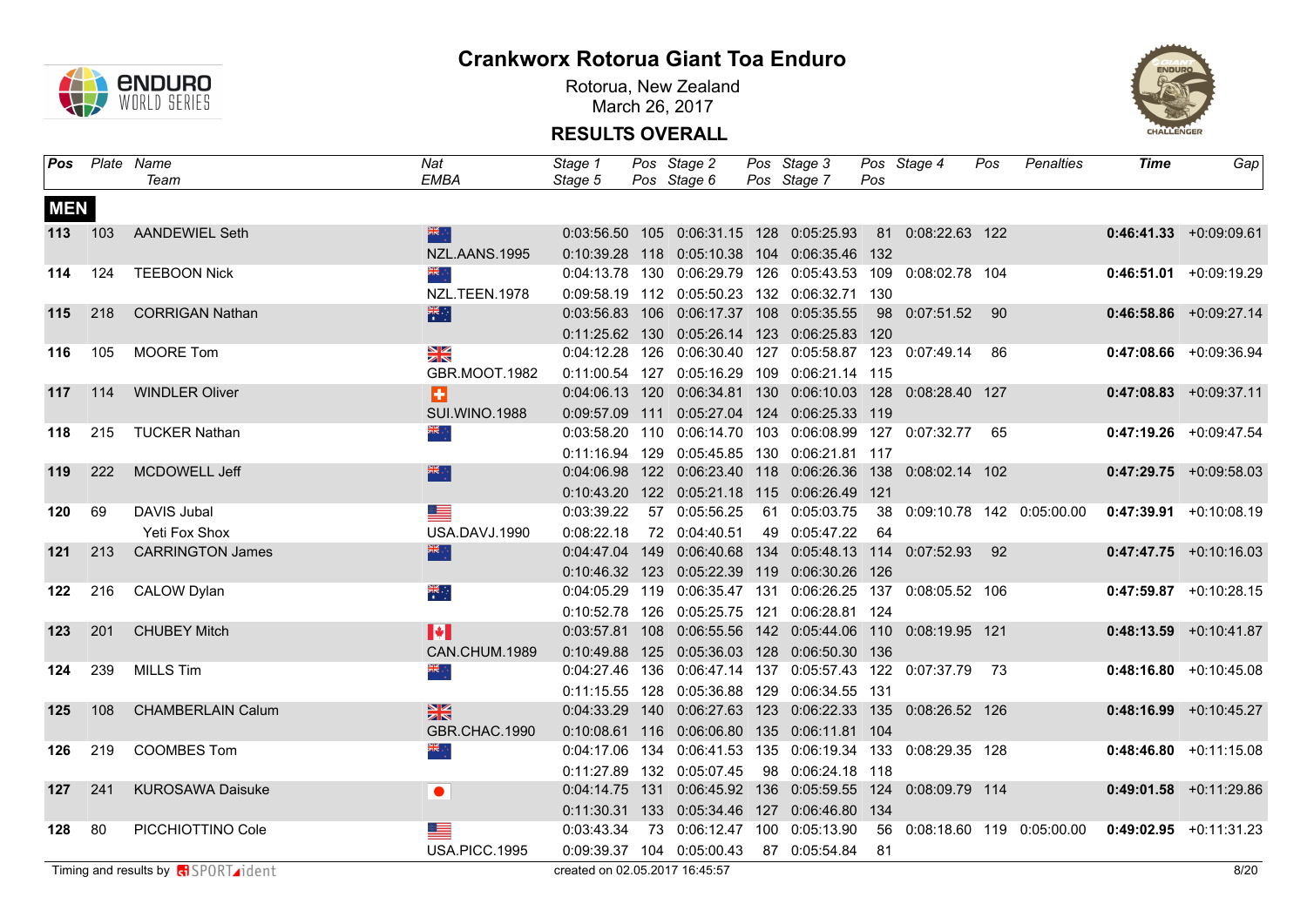# Crankworx Rotorua Giant Toa Enduro

Rotorua, New Zealand
March 26, 2017

## RESULTS OVERALL

| Pos | Plate | Name / Team | Nat / EMBA | Stage 1 / Stage 5 | Pos | Stage 2 / Stage 6 | Pos | Stage 3 / Stage 7 | Pos | Stage 4 | Pos | Penalties | Time | Gap |
|---|---|---|---|---|---|---|---|---|---|---|---|---|---|---|
| **MEN** | | | | | | | | | | | | | | |
| **113** | 103 | AANDEWIEL Seth | NZL | 0:03:56.50 | 105 | 0:06:31.15 | 128 | 0:05:25.93 | 81 | 0:08:22.63 | 122 | | **0:46:41.33** | +0:09:09.61 |
| | | | NZL.AANS.1995 | 0:10:39.28 | 118 | 0:05:10.38 | 104 | 0:06:35.46 | 132 | | | | | |
| **114** | 124 | TEEBOON Nick | NZL | 0:04:13.78 | 130 | 0:06:29.79 | 126 | 0:05:43.53 | 109 | 0:08:02.78 | 104 | | **0:46:51.01** | +0:09:19.29 |
| | | | NZL.TEEN.1978 | 0:09:58.19 | 112 | 0:05:50.23 | 132 | 0:06:32.71 | 130 | | | | | |
| **115** | 218 | CORRIGAN Nathan | AUS | 0:03:56.83 | 106 | 0:06:17.37 | 108 | 0:05:35.55 | 98 | 0:07:51.52 | 90 | | **0:46:58.86** | +0:09:27.14 |
| | | | | 0:11:25.62 | 130 | 0:05:26.14 | 123 | 0:06:25.83 | 120 | | | | | |
| **116** | 105 | MOORE Tom | GBR | 0:04:12.28 | 126 | 0:06:30.40 | 127 | 0:05:58.87 | 123 | 0:07:49.14 | 86 | | **0:47:08.66** | +0:09:36.94 |
| | | | GBR.MOOT.1982 | 0:11:00.54 | 127 | 0:05:16.29 | 109 | 0:06:21.14 | 115 | | | | | |
| **117** | 114 | WINDLER Oliver | SUI | 0:04:06.13 | 120 | 0:06:34.81 | 130 | 0:06:10.03 | 128 | 0:08:28.40 | 127 | | **0:47:08.83** | +0:09:37.11 |
| | | | SUI.WINO.1988 | 0:09:57.09 | 111 | 0:05:27.04 | 124 | 0:06:25.33 | 119 | | | | | |
| **118** | 215 | TUCKER Nathan | NZL | 0:03:58.20 | 110 | 0:06:14.70 | 103 | 0:06:08.99 | 127 | 0:07:32.77 | 65 | | **0:47:19.26** | +0:09:47.54 |
| | | | | 0:11:16.94 | 129 | 0:05:45.85 | 130 | 0:06:21.81 | 117 | | | | | |
| **119** | 222 | MCDOWELL Jeff | NZL | 0:04:06.98 | 122 | 0:06:23.40 | 118 | 0:06:26.36 | 138 | 0:08:02.14 | 102 | | **0:47:29.75** | +0:09:58.03 |
| | | | | 0:10:43.20 | 122 | 0:05:21.18 | 115 | 0:06:26.49 | 121 | | | | | |
| **120** | 69 | DAVIS Jubal | USA | 0:03:39.22 | 57 | 0:05:56.25 | 61 | 0:05:03.75 | 38 | 0:09:10.78 | 142 | 0:05:00.00 | **0:47:39.91** | +0:10:08.19 |
| | | Yeti Fox Shox | USA.DAVJ.1990 | 0:08:22.18 | 72 | 0:04:40.51 | 49 | 0:05:47.22 | 64 | | | | | |
| **121** | 213 | CARRINGTON James | NZL | 0:04:47.04 | 149 | 0:06:40.68 | 134 | 0:05:48.13 | 114 | 0:07:52.93 | 92 | | **0:47:47.75** | +0:10:16.03 |
| | | | | 0:10:46.32 | 123 | 0:05:22.39 | 119 | 0:06:30.26 | 126 | | | | | |
| **122** | 216 | CALOW Dylan | AUS | 0:04:05.29 | 119 | 0:06:35.47 | 131 | 0:06:26.25 | 137 | 0:08:05.52 | 106 | | **0:47:59.87** | +0:10:28.15 |
| | | | | 0:10:52.78 | 126 | 0:05:25.75 | 121 | 0:06:28.81 | 124 | | | | | |
| **123** | 201 | CHUBEY Mitch | CAN | 0:03:57.81 | 108 | 0:06:55.56 | 142 | 0:05:44.06 | 110 | 0:08:19.95 | 121 | | **0:48:13.59** | +0:10:41.87 |
| | | | CAN.CHUM.1989 | 0:10:49.88 | 125 | 0:05:36.03 | 128 | 0:06:50.30 | 136 | | | | | |
| **124** | 239 | MILLS Tim | NZL | 0:04:27.46 | 136 | 0:06:47.14 | 137 | 0:05:57.43 | 122 | 0:07:37.79 | 73 | | **0:48:16.80** | +0:10:45.08 |
| | | | | 0:11:15.55 | 128 | 0:05:36.88 | 129 | 0:06:34.55 | 131 | | | | | |
| **125** | 108 | CHAMBERLAIN Calum | GBR | 0:04:33.29 | 140 | 0:06:27.63 | 123 | 0:06:22.33 | 135 | 0:08:26.52 | 126 | | **0:48:16.99** | +0:10:45.27 |
| | | | GBR.CHAC.1990 | 0:10:08.61 | 116 | 0:06:06.80 | 135 | 0:06:11.81 | 104 | | | | | |
| **126** | 219 | COOMBES Tom | NZL | 0:04:17.06 | 134 | 0:06:41.53 | 135 | 0:06:19.34 | 133 | 0:08:29.35 | 128 | | **0:48:46.80** | +0:11:15.08 |
| | | | | 0:11:27.89 | 132 | 0:05:07.45 | 98 | 0:06:24.18 | 118 | | | | | |
| **127** | 241 | KUROSAWA Daisuke | JPN | 0:04:14.75 | 131 | 0:06:45.92 | 136 | 0:05:59.55 | 124 | 0:08:09.79 | 114 | | **0:49:01.58** | +0:11:29.86 |
| | | | | 0:11:30.31 | 133 | 0:05:34.46 | 127 | 0:06:46.80 | 134 | | | | | |
| **128** | 80 | PICCHIOTTINO Cole | USA | 0:03:43.34 | 73 | 0:06:12.47 | 100 | 0:05:13.90 | 56 | 0:08:18.60 | 119 | 0:05:00.00 | **0:49:02.95** | +0:11:31.23 |
| | | | USA.PICC.1995 | 0:09:39.37 | 104 | 0:05:00.43 | 87 | 0:05:54.84 | 81 | | | | | |

Timing and results by SPORTident

created on 02.05.2017 16:45:57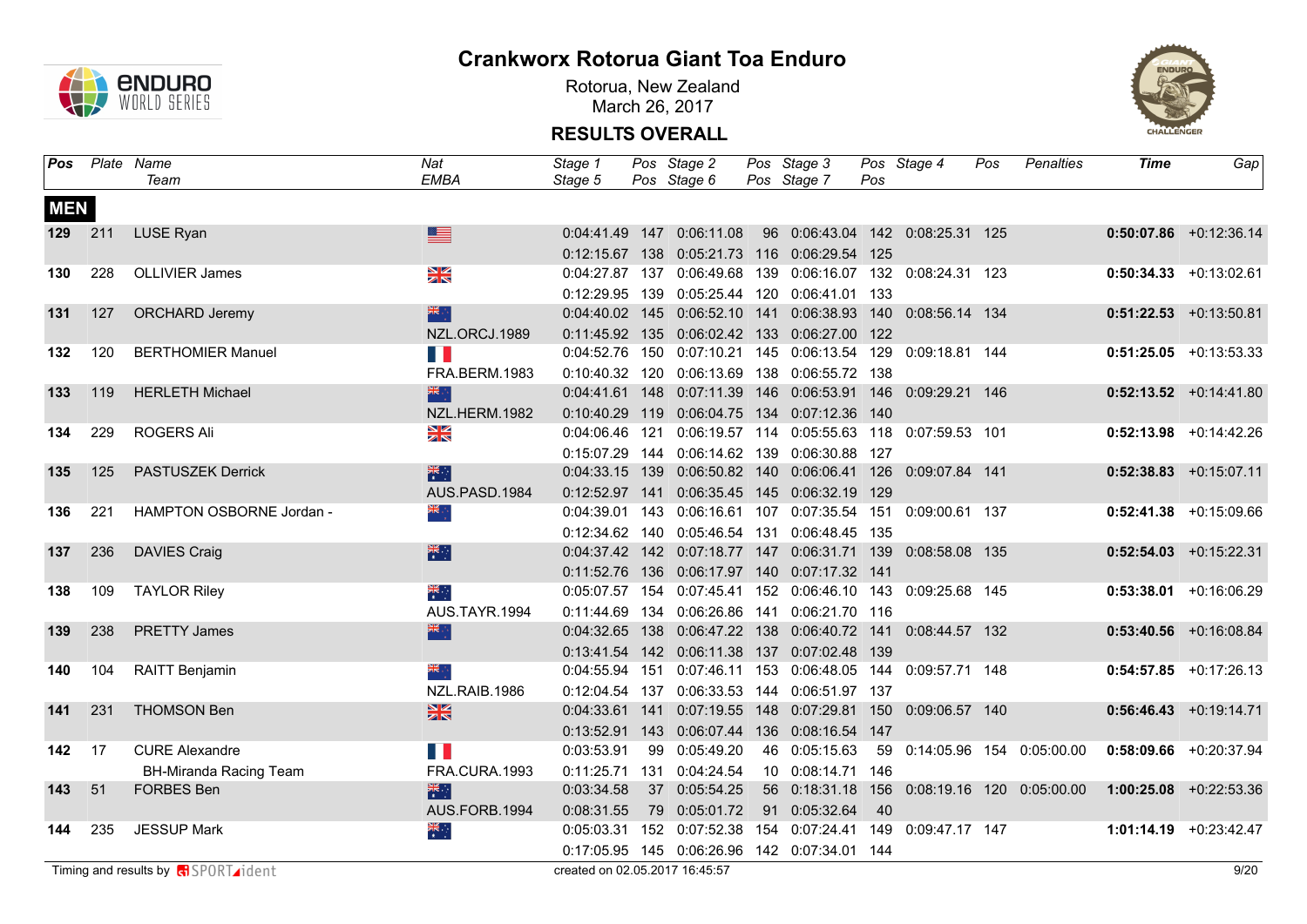# Crankworx Rotorua Giant Toa Enduro

Rotorua, New Zealand
March 26, 2017

## RESULTS OVERALL

| Pos | Plate | Name / Team | Nat / EMBA | Stage 1 / Stage 5 | Pos | Stage 2 / Stage 6 | Pos | Stage 3 / Stage 7 | Pos | Stage 4 | Pos | Penalties | Time | Gap |
|---|---|---|---|---|---|---|---|---|---|---|---|---|---|---|
| **MEN** | | | | | | | | | | | | | | |
| **129** | 211 | LUSE Ryan | | 0:04:41.49 | 147 | 0:06:11.08 | 96 | 0:06:43.04 | 142 | 0:08:25.31 | 125 | | **0:50:07.86** | +0:12:36.14 |
| | | | | 0:12:15.67 | 138 | 0:05:21.73 | 116 | 0:06:29.54 | 125 | | | | | |
| **130** | 228 | OLLIVIER James | | 0:04:27.87 | 137 | 0:06:49.68 | 139 | 0:06:16.07 | 132 | 0:08:24.31 | 123 | | **0:50:34.33** | +0:13:02.61 |
| | | | | 0:12:29.95 | 139 | 0:05:25.44 | 120 | 0:06:41.01 | 133 | | | | | |
| **131** | 127 | ORCHARD Jeremy | | 0:04:40.02 | 145 | 0:06:52.10 | 141 | 0:06:38.93 | 140 | 0:08:56.14 | 134 | | **0:51:22.53** | +0:13:50.81 |
| | | | NZL.ORCJ.1989 | 0:11:45.92 | 135 | 0:06:02.42 | 133 | 0:06:27.00 | 122 | | | | | |
| **132** | 120 | BERTHOMIER Manuel | | 0:04:52.76 | 150 | 0:07:10.21 | 145 | 0:06:13.54 | 129 | 0:09:18.81 | 144 | | **0:51:25.05** | +0:13:53.33 |
| | | | FRA.BERM.1983 | 0:10:40.32 | 120 | 0:06:13.69 | 138 | 0:06:55.72 | 138 | | | | | |
| **133** | 119 | HERLETH Michael | | 0:04:41.61 | 148 | 0:07:11.39 | 146 | 0:06:53.91 | 146 | 0:09:29.21 | 146 | | **0:52:13.52** | +0:14:41.80 |
| | | | NZL.HERM.1982 | 0:10:40.29 | 119 | 0:06:04.75 | 134 | 0:07:12.36 | 140 | | | | | |
| **134** | 229 | ROGERS Ali | | 0:04:06.46 | 121 | 0:06:19.57 | 114 | 0:05:55.63 | 118 | 0:07:59.53 | 101 | | **0:52:13.98** | +0:14:42.26 |
| | | | | 0:15:07.29 | 144 | 0:06:14.62 | 139 | 0:06:30.88 | 127 | | | | | |
| **135** | 125 | PASTUSZEK Derrick | | 0:04:33.15 | 139 | 0:06:50.82 | 140 | 0:06:06.41 | 126 | 0:09:07.84 | 141 | | **0:52:38.83** | +0:15:07.11 |
| | | | AUS.PASD.1984 | 0:12:52.97 | 141 | 0:06:35.45 | 145 | 0:06:32.19 | 129 | | | | | |
| **136** | 221 | HAMPTON OSBORNE Jordan - | | 0:04:39.01 | 143 | 0:06:16.61 | 107 | 0:07:35.54 | 151 | 0:09:00.61 | 137 | | **0:52:41.38** | +0:15:09.66 |
| | | | | 0:12:34.62 | 140 | 0:05:46.54 | 131 | 0:06:48.45 | 135 | | | | | |
| **137** | 236 | DAVIES Craig | | 0:04:37.42 | 142 | 0:07:18.77 | 147 | 0:06:31.71 | 139 | 0:08:58.08 | 135 | | **0:52:54.03** | +0:15:22.31 |
| | | | | 0:11:52.76 | 136 | 0:06:17.97 | 140 | 0:07:17.32 | 141 | | | | | |
| **138** | 109 | TAYLOR Riley | | 0:05:07.57 | 154 | 0:07:45.41 | 152 | 0:06:46.10 | 143 | 0:09:25.68 | 145 | | **0:53:38.01** | +0:16:06.29 |
| | | | AUS.TAYR.1994 | 0:11:44.69 | 134 | 0:06:26.86 | 141 | 0:06:21.70 | 116 | | | | | |
| **139** | 238 | PRETTY James | | 0:04:32.65 | 138 | 0:06:47.22 | 138 | 0:06:40.72 | 141 | 0:08:44.57 | 132 | | **0:53:40.56** | +0:16:08.84 |
| | | | | 0:13:41.54 | 142 | 0:06:11.38 | 137 | 0:07:02.48 | 139 | | | | | |
| **140** | 104 | RAITT Benjamin | | 0:04:55.94 | 151 | 0:07:46.11 | 153 | 0:06:48.05 | 144 | 0:09:57.71 | 148 | | **0:54:57.85** | +0:17:26.13 |
| | | | NZL.RAIB.1986 | 0:12:04.54 | 137 | 0:06:33.53 | 144 | 0:06:51.97 | 137 | | | | | |
| **141** | 231 | THOMSON Ben | | 0:04:33.61 | 141 | 0:07:19.55 | 148 | 0:07:29.81 | 150 | 0:09:06.57 | 140 | | **0:56:46.43** | +0:19:14.71 |
| | | | | 0:13:52.91 | 143 | 0:06:07.44 | 136 | 0:08:16.54 | 147 | | | | | |
| **142** | 17 | CURE Alexandre | | 0:03:53.91 | 99 | 0:05:49.20 | 46 | 0:05:15.63 | 59 | 0:14:05.96 | 154 | 0:05:00.00 | **0:58:09.66** | +0:20:37.94 |
| | | BH-Miranda Racing Team | FRA.CURA.1993 | 0:11:25.71 | 131 | 0:04:24.54 | 10 | 0:08:14.71 | 146 | | | | | |
| **143** | 51 | FORBES Ben | | 0:03:34.58 | 37 | 0:05:54.25 | 56 | 0:18:31.18 | 156 | 0:08:19.16 | 120 | 0:05:00.00 | **1:00:25.08** | +0:22:53.36 |
| | | | AUS.FORB.1994 | 0:08:31.55 | 79 | 0:05:01.72 | 91 | 0:05:32.64 | 40 | | | | | |
| **144** | 235 | JESSUP Mark | | 0:05:03.31 | 152 | 0:07:52.38 | 154 | 0:07:24.41 | 149 | 0:09:47.17 | 147 | | **1:01:14.19** | +0:23:42.47 |
| | | | | 0:17:05.95 | 145 | 0:06:26.96 | 142 | 0:07:34.01 | 144 | | | | | |

Timing and results by SPORTident

created on 02.05.2017 16:45:57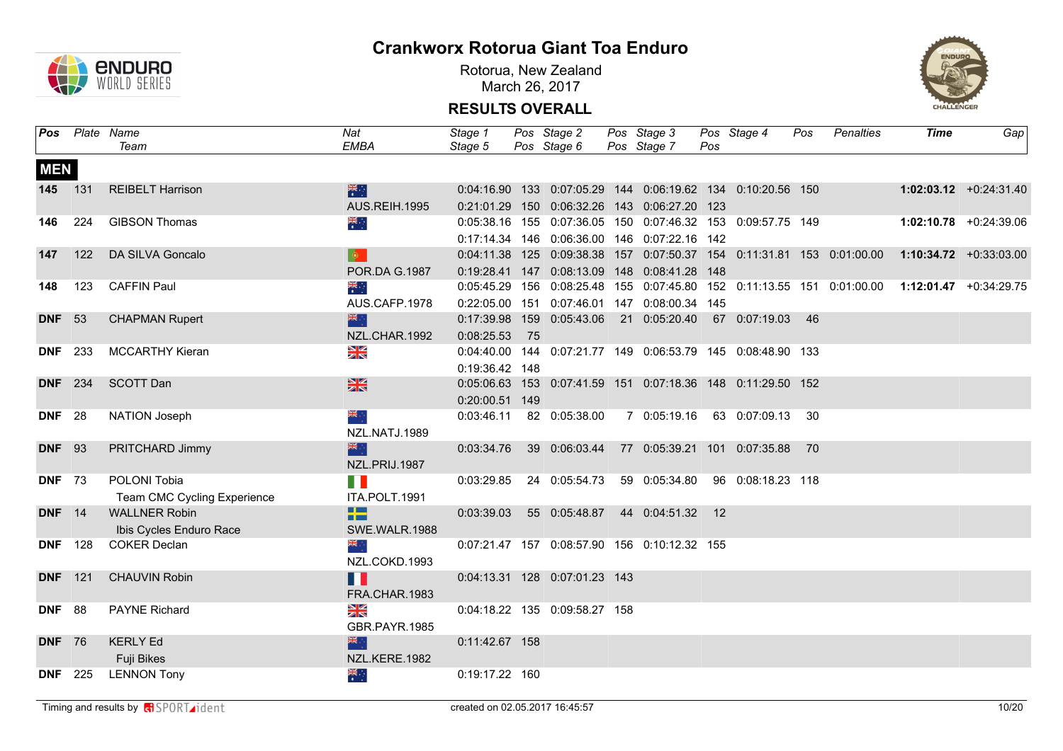# Crankworx Rotorua Giant Toa Enduro

Rotorua, New Zealand
March 26, 2017

## RESULTS OVERALL

### MEN

| Pos | Plate | Name / Team | Nat / EMBA | Stage 1 / Stage 5 | Pos | Stage 2 / Stage 6 | Pos | Stage 3 / Stage 7 | Pos | Stage 4 | Pos | Penalties | Time | Gap |
|---|---|---|---|---|---|---|---|---|---|---|---|---|---|---|
| **145** | 131 | REIBELT Harrison | AUS | 0:04:16.90 | 133 | 0:07:05.29 | 144 | 0:06:19.62 | 134 | 0:10:20.56 | 150 | | **1:02:03.12** | +0:24:31.40 |
| | | | AUS.REIH.1995 | 0:21:01.29 | 150 | 0:06:32.26 | 143 | 0:06:27.20 | 123 | | | | | |
| **146** | 224 | GIBSON Thomas | AUS | 0:05:38.16 | 155 | 0:07:36.05 | 150 | 0:07:46.32 | 153 | 0:09:57.75 | 149 | | **1:02:10.78** | +0:24:39.06 |
| | | | | 0:17:14.34 | 146 | 0:06:36.00 | 146 | 0:07:22.16 | 142 | | | | | |
| **147** | 122 | DA SILVA Goncalo | POR | 0:04:11.38 | 125 | 0:09:38.38 | 157 | 0:07:50.37 | 154 | 0:11:31.81 | 153 | 0:01:00.00 | **1:10:34.72** | +0:33:03.00 |
| | | | POR.DA G.1987 | 0:19:28.41 | 147 | 0:08:13.09 | 148 | 0:08:41.28 | 148 | | | | | |
| **148** | 123 | CAFFIN Paul | AUS | 0:05:45.29 | 156 | 0:08:25.48 | 155 | 0:07:45.80 | 152 | 0:11:13.55 | 151 | 0:01:00.00 | **1:12:01.47** | +0:34:29.75 |
| | | | AUS.CAFP.1978 | 0:22:05.00 | 151 | 0:07:46.01 | 147 | 0:08:00.34 | 145 | | | | | |
| **DNF** | 53 | CHAPMAN Rupert | NZL | 0:17:39.98 | 159 | 0:05:43.06 | 21 | 0:05:20.40 | 67 | 0:07:19.03 | 46 | | | |
| | | | NZL.CHAR.1992 | 0:08:25.53 | 75 | | | | | | | | | |
| **DNF** | 233 | MCCARTHY Kieran | GBR | 0:04:40.00 | 144 | 0:07:21.77 | 149 | 0:06:53.79 | 145 | 0:08:48.90 | 133 | | | |
| | | | | 0:19:36.42 | 148 | | | | | | | | | |
| **DNF** | 234 | SCOTT Dan | GBR | 0:05:06.63 | 153 | 0:07:41.59 | 151 | 0:07:18.36 | 148 | 0:11:29.50 | 152 | | | |
| | | | | 0:20:00.51 | 149 | | | | | | | | | |
| **DNF** | 28 | NATION Joseph | NZL | 0:03:46.11 | 82 | 0:05:38.00 | 7 | 0:05:19.16 | 63 | 0:07:09.13 | 30 | | | |
| | | | NZL.NATJ.1989 | | | | | | | | | | | |
| **DNF** | 93 | PRITCHARD Jimmy | NZL | 0:03:34.76 | 39 | 0:06:03.44 | 77 | 0:05:39.21 | 101 | 0:07:35.88 | 70 | | | |
| | | | NZL.PRIJ.1987 | | | | | | | | | | | |
| **DNF** | 73 | POLONI Tobia | ITA | 0:03:29.85 | 24 | 0:05:54.73 | 59 | 0:05:34.80 | 96 | 0:08:18.23 | 118 | | | |
| | | Team CMC Cycling Experience | ITA.POLT.1991 | | | | | | | | | | | |
| **DNF** | 14 | WALLNER Robin | SWE | 0:03:39.03 | 55 | 0:05:48.87 | 44 | 0:04:51.32 | 12 | | | | | |
| | | Ibis Cycles Enduro Race | SWE.WALR.1988 | | | | | | | | | | | |
| **DNF** | 128 | COKER Declan | NZL | 0:07:21.47 | 157 | 0:08:57.90 | 156 | 0:10:12.32 | 155 | | | | | |
| | | | NZL.COKD.1993 | | | | | | | | | | | |
| **DNF** | 121 | CHAUVIN Robin | FRA | 0:04:13.31 | 128 | 0:07:01.23 | 143 | | | | | | | |
| | | | FRA.CHAR.1983 | | | | | | | | | | | |
| **DNF** | 88 | PAYNE Richard | GBR | 0:04:18.22 | 135 | 0:09:58.27 | 158 | | | | | | | |
| | | | GBR.PAYR.1985 | | | | | | | | | | | |
| **DNF** | 76 | KERLY Ed | NZL | 0:11:42.67 | 158 | | | | | | | | | |
| | | Fuji Bikes | NZL.KERE.1982 | | | | | | | | | | | |
| **DNF** | 225 | LENNON Tony | AUS | 0:19:17.22 | 160 | | | | | | | | | |

Timing and results by SPORTident

created on 02.05.2017 16:45:57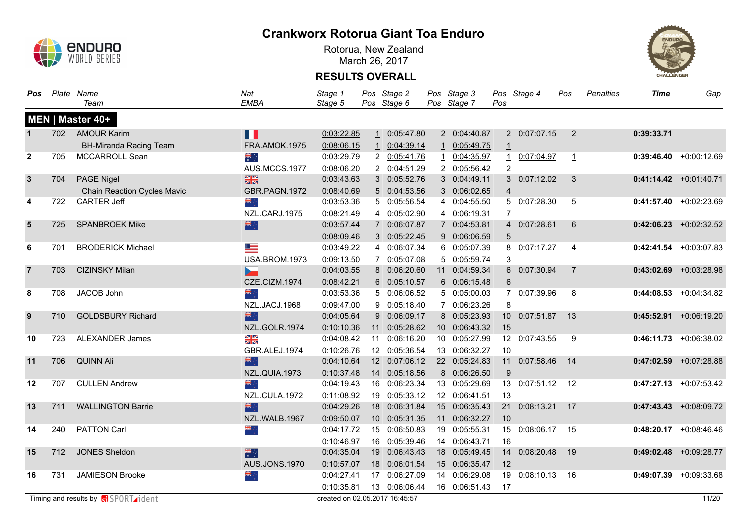# Crankworx Rotorua Giant Toa Enduro

Rotorua, New Zealand
March 26, 2017

## RESULTS OVERALL

| Pos | Plate | Name / Team | Nat / EMBA | Stage 1 / Stage 5 | Pos | Stage 2 / Stage 6 | Pos | Stage 3 / Stage 7 | Pos | Stage 4 | Pos | Penalties | Time | Gap |
|---|---|---|---|---|---|---|---|---|---|---|---|---|---|---|
| **MEN \| Master 40+** | | | | | | | | | | | | | | |
| 1 | 702 | AMOUR Karim | | 0:03:22.85 | 1 | 0:05:47.80 | 2 | 0:04:40.87 | 2 | 0:07:07.15 | 2 | | 0:39:33.71 | |
| | | BH-Miranda Racing Team | FRA.AMOK.1975 | 0:08:06.15 | 1 | 0:04:39.14 | 1 | 0:05:49.75 | 1 | | | | | |
| 2 | 705 | MCCARROLL Sean | | 0:03:29.79 | 2 | 0:05:41.76 | 1 | 0:04:35.97 | 1 | 0:07:04.97 | 1 | | 0:39:46.40 | +0:00:12.69 |
| | | | AUS.MCCS.1977 | 0:08:06.20 | 2 | 0:04:51.29 | 2 | 0:05:56.42 | 2 | | | | | |
| 3 | 704 | PAGE Nigel | | 0:03:43.63 | 3 | 0:05:52.76 | 3 | 0:04:49.11 | 3 | 0:07:12.02 | 3 | | 0:41:14.42 | +0:01:40.71 |
| | | Chain Reaction Cycles Mavic | GBR.PAGN.1972 | 0:08:40.69 | 5 | 0:04:53.56 | 3 | 0:06:02.65 | 4 | | | | | |
| 4 | 722 | CARTER Jeff | | 0:03:53.36 | 5 | 0:05:56.54 | 4 | 0:04:55.50 | 5 | 0:07:28.30 | 5 | | 0:41:57.40 | +0:02:23.69 |
| | | | NZL.CARJ.1975 | 0:08:21.49 | 4 | 0:05:02.90 | 4 | 0:06:19.31 | 7 | | | | | |
| 5 | 725 | SPANBROEK Mike | | 0:03:57.44 | 7 | 0:06:07.87 | 7 | 0:04:53.81 | 4 | 0:07:28.61 | 6 | | 0:42:06.23 | +0:02:32.52 |
| | | | | 0:08:09.46 | 3 | 0:05:22.45 | 9 | 0:06:06.59 | 5 | | | | | |
| 6 | 701 | BRODERICK Michael | | 0:03:49.22 | 4 | 0:06:07.34 | 6 | 0:05:07.39 | 8 | 0:07:17.27 | 4 | | 0:42:41.54 | +0:03:07.83 |
| | | | USA.BROM.1973 | 0:09:13.50 | 7 | 0:05:07.08 | 5 | 0:05:59.74 | 3 | | | | | |
| 7 | 703 | CIZINSKY Milan | | 0:04:03.55 | 8 | 0:06:20.60 | 11 | 0:04:59.34 | 6 | 0:07:30.94 | 7 | | 0:43:02.69 | +0:03:28.98 |
| | | | CZE.CIZM.1974 | 0:08:42.21 | 6 | 0:05:10.57 | 6 | 0:06:15.48 | 6 | | | | | |
| 8 | 708 | JACOB John | | 0:03:53.36 | 5 | 0:06:06.52 | 5 | 0:05:00.03 | 7 | 0:07:39.96 | 8 | | 0:44:08.53 | +0:04:34.82 |
| | | | NZL.JACJ.1968 | 0:09:47.00 | 9 | 0:05:18.40 | 7 | 0:06:23.26 | 8 | | | | | |
| 9 | 710 | GOLDSBURY Richard | | 0:04:05.64 | 9 | 0:06:09.17 | 8 | 0:05:23.93 | 10 | 0:07:51.87 | 13 | | 0:45:52.91 | +0:06:19.20 |
| | | | NZL.GOLR.1974 | 0:10:10.36 | 11 | 0:05:28.62 | 10 | 0:06:43.32 | 15 | | | | | |
| 10 | 723 | ALEXANDER James | | 0:04:08.42 | 11 | 0:06:16.20 | 10 | 0:05:27.99 | 12 | 0:07:43.55 | 9 | | 0:46:11.73 | +0:06:38.02 |
| | | | GBR.ALEJ.1974 | 0:10:26.76 | 12 | 0:05:36.54 | 13 | 0:06:32.27 | 10 | | | | | |
| 11 | 706 | QUINN Ali | | 0:04:10.64 | 12 | 0:07:06.12 | 22 | 0:05:24.83 | 11 | 0:07:58.46 | 14 | | 0:47:02.59 | +0:07:28.88 |
| | | | NZL.QUIA.1973 | 0:10:37.48 | 14 | 0:05:18.56 | 8 | 0:06:26.50 | 9 | | | | | |
| 12 | 707 | CULLEN Andrew | | 0:04:19.43 | 16 | 0:06:23.34 | 13 | 0:05:29.69 | 13 | 0:07:51.12 | 12 | | 0:47:27.13 | +0:07:53.42 |
| | | | NZL.CULA.1972 | 0:11:08.92 | 19 | 0:05:33.12 | 12 | 0:06:41.51 | 13 | | | | | |
| 13 | 711 | WALLINGTON Barrie | | 0:04:29.26 | 18 | 0:06:31.84 | 15 | 0:06:35.43 | 21 | 0:08:13.21 | 17 | | 0:47:43.43 | +0:08:09.72 |
| | | | NZL.WALB.1967 | 0:09:50.07 | 10 | 0:05:31.35 | 11 | 0:06:32.27 | 10 | | | | | |
| 14 | 240 | PATTON Carl | | 0:04:17.72 | 15 | 0:06:50.83 | 19 | 0:05:55.31 | 15 | 0:08:06.17 | 15 | | 0:48:20.17 | +0:08:46.46 |
| | | | | 0:10:46.97 | 16 | 0:05:39.46 | 14 | 0:06:43.71 | 16 | | | | | |
| 15 | 712 | JONES Sheldon | | 0:04:35.04 | 19 | 0:06:43.43 | 18 | 0:05:49.45 | 14 | 0:08:20.48 | 19 | | 0:49:02.48 | +0:09:28.77 |
| | | | AUS.JONS.1970 | 0:10:57.07 | 18 | 0:06:01.54 | 15 | 0:06:35.47 | 12 | | | | | |
| 16 | 731 | JAMIESON Brooke | | 0:04:27.41 | 17 | 0:06:27.09 | 14 | 0:06:29.08 | 19 | 0:08:10.13 | 16 | | 0:49:07.39 | +0:09:33.68 |
| | | | | 0:10:35.81 | 13 | 0:06:06.44 | 16 | 0:06:51.43 | 17 | | | | | |

Timing and results by SPORTident

created on 02.05.2017 16:45:57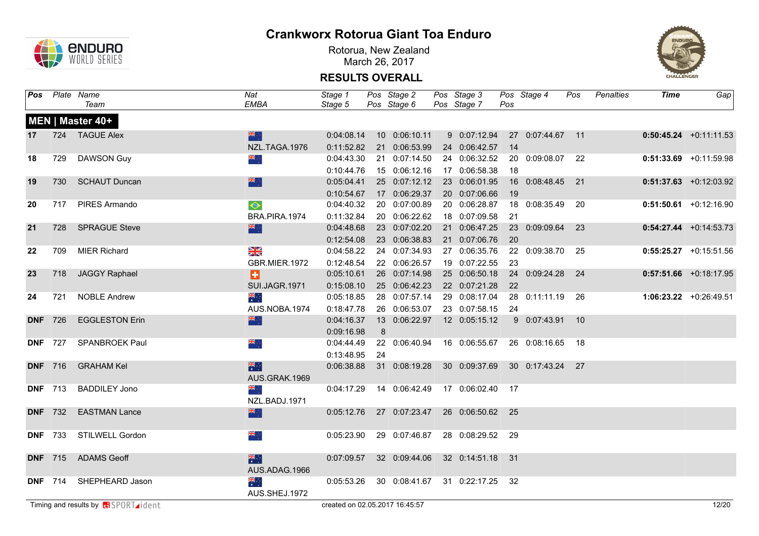# Crankworx Rotorua Giant Toa Enduro

Rotorua, New Zealand
March 26, 2017

## RESULTS OVERALL

### MEN | Master 40+

| Pos | Plate | Name / Team | Nat / EMBA | Stage 1 / Stage 5 | Pos | Stage 2 / Stage 6 | Pos | Stage 3 / Stage 7 | Pos | Stage 4 | Pos | Penalties | Time | Gap |
|---|---|---|---|---|---|---|---|---|---|---|---|---|---|---|
| 17 | 724 | TAGUE Alex | | 0:04:08.14 | 10 | 0:06:10.11 | 9 | 0:07:12.94 | 27 | 0:07:44.67 | 11 | | **0:50:45.24** | +0:11:11.53 |
| | | | NZL.TAGA.1976 | 0:11:52.82 | 21 | 0:06:53.99 | 24 | 0:06:42.57 | 14 | | | | | |
| 18 | 729 | DAWSON Guy | | 0:04:43.30 | 21 | 0:07:14.50 | 24 | 0:06:32.52 | 20 | 0:09:08.07 | 22 | | **0:51:33.69** | +0:11:59.98 |
| | | | | 0:10:44.76 | 15 | 0:06:12.16 | 17 | 0:06:58.38 | 18 | | | | | |
| 19 | 730 | SCHAUT Duncan | | 0:05:04.41 | 25 | 0:07:12.12 | 23 | 0:06:01.95 | 16 | 0:08:48.45 | 21 | | **0:51:37.63** | +0:12:03.92 |
| | | | | 0:10:54.67 | 17 | 0:06:29.37 | 20 | 0:07:06.66 | 19 | | | | | |
| 20 | 717 | PIRES Armando | | 0:04:40.32 | 20 | 0:07:00.89 | 20 | 0:06:28.87 | 18 | 0:08:35.49 | 20 | | **0:51:50.61** | +0:12:16.90 |
| | | | BRA.PIRA.1974 | 0:11:32.84 | 20 | 0:06:22.62 | 18 | 0:07:09.58 | 21 | | | | | |
| 21 | 728 | SPRAGUE Steve | | 0:04:48.68 | 23 | 0:07:02.20 | 21 | 0:06:47.25 | 23 | 0:09:09.64 | 23 | | **0:54:27.44** | +0:14:53.73 |
| | | | | 0:12:54.08 | 23 | 0:06:38.83 | 21 | 0:07:06.76 | 20 | | | | | |
| 22 | 709 | MIER Richard | | 0:04:58.22 | 24 | 0:07:34.93 | 27 | 0:06:35.76 | 22 | 0:09:38.70 | 25 | | **0:55:25.27** | +0:15:51.56 |
| | | | GBR.MIER.1972 | 0:12:48.54 | 22 | 0:06:26.57 | 19 | 0:07:22.55 | 23 | | | | | |
| 23 | 718 | JAGGY Raphael | | 0:05:10.61 | 26 | 0:07:14.98 | 25 | 0:06:50.18 | 24 | 0:09:24.28 | 24 | | **0:57:51.66** | +0:18:17.95 |
| | | | SUI.JAGR.1971 | 0:15:08.10 | 25 | 0:06:42.23 | 22 | 0:07:21.28 | 22 | | | | | |
| 24 | 721 | NOBLE Andrew | | 0:05:18.85 | 28 | 0:07:57.14 | 29 | 0:08:17.04 | 28 | 0:11:11.19 | 26 | | **1:06:23.22** | +0:26:49.51 |
| | | | AUS.NOBA.1974 | 0:18:47.78 | 26 | 0:06:53.07 | 23 | 0:07:58.15 | 24 | | | | | |
| DNF | 726 | EGGLESTON Erin | | 0:04:16.37 | 13 | 0:06:22.97 | 12 | 0:05:15.12 | 9 | 0:07:43.91 | 10 | | | |
| | | | | 0:09:16.98 | 8 | | | | | | | | | |
| DNF | 727 | SPANBROEK Paul | | 0:04:44.49 | 22 | 0:06:40.94 | 16 | 0:06:55.67 | 26 | 0:08:16.65 | 18 | | | |
| | | | | 0:13:48.95 | 24 | | | | | | | | | |
| DNF | 716 | GRAHAM Kel | | 0:06:38.88 | 31 | 0:08:19.28 | 30 | 0:09:37.69 | 30 | 0:17:43.24 | 27 | | | |
| | | | AUS.GRAK.1969 | | | | | | | | | | | |
| DNF | 713 | BADDILEY Jono | | 0:04:17.29 | 14 | 0:06:42.49 | 17 | 0:06:02.40 | 17 | | | | | |
| | | | NZL.BADJ.1971 | | | | | | | | | | | |
| DNF | 732 | EASTMAN Lance | | 0:05:12.76 | 27 | 0:07:23.47 | 26 | 0:06:50.62 | 25 | | | | | |
| DNF | 733 | STILWELL Gordon | | 0:05:23.90 | 29 | 0:07:46.87 | 28 | 0:08:29.52 | 29 | | | | | |
| DNF | 715 | ADAMS Geoff | | 0:07:09.57 | 32 | 0:09:44.06 | 32 | 0:14:51.18 | 31 | | | | | |
| | | | AUS.ADAG.1966 | | | | | | | | | | | |
| DNF | 714 | SHEPHEARD Jason | | 0:05:53.26 | 30 | 0:08:41.67 | 31 | 0:22:17.25 | 32 | | | | | |
| | | | AUS.SHEJ.1972 | | | | | | | | | | | |

Timing and results by SPORTident — created on 02.05.2017 16:45:57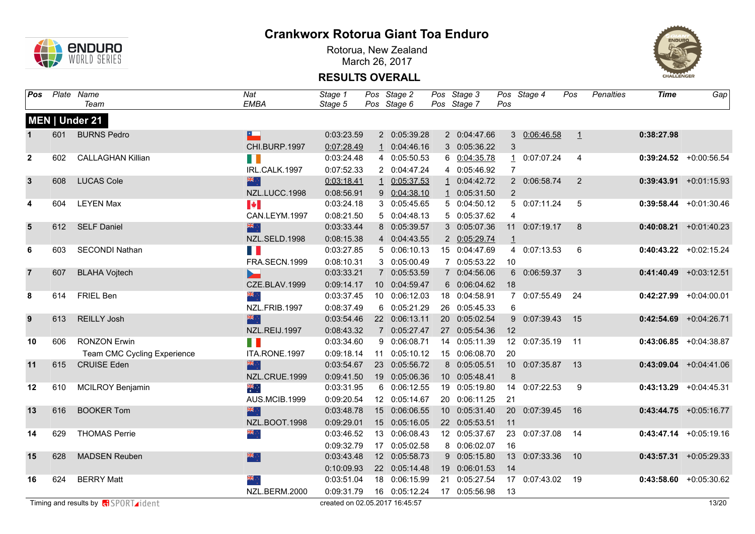# Crankworx Rotorua Giant Toa Enduro

Rotorua, New Zealand
March 26, 2017

## RESULTS OVERALL

### MEN | Under 21

| Pos | Plate | Name / Team | Nat / EMBA | Stage 1 / Stage 5 | Pos | Stage 2 / Stage 6 | Pos | Stage 3 / Stage 7 | Pos | Stage 4 | Pos | Penalties | Time | Gap |
|---|---|---|---|---|---|---|---|---|---|---|---|---|---|---|
| 1 | 601 | BURNS Pedro | CHI | 0:03:23.59 | 2 | 0:05:39.28 | 2 | 0:04:47.66 | 3 | 0:06:46.58 | 1 | | **0:38:27.98** | |
| | | | CHI.BURP.1997 | 0:07:28.49 | 1 | 0:04:46.16 | 3 | 0:05:36.22 | 3 | | | | | |
| 2 | 602 | CALLAGHAN Killian | IRL | 0:03:24.48 | 4 | 0:05:50.53 | 6 | 0:04:35.78 | 1 | 0:07:07.24 | 4 | | **0:39:24.52** | +0:00:56.54 |
| | | | IRL.CALK.1997 | 0:07:52.33 | 2 | 0:04:47.24 | 4 | 0:05:46.92 | 7 | | | | | |
| 3 | 608 | LUCAS Cole | NZL | 0:03:18.41 | 1 | 0:05:37.53 | 1 | 0:04:42.72 | 2 | 0:06:58.74 | 2 | | **0:39:43.91** | +0:01:15.93 |
| | | | NZL.LUCC.1998 | 0:08:56.91 | 9 | 0:04:38.10 | 1 | 0:05:31.50 | 2 | | | | | |
| 4 | 604 | LEYEN Max | CAN | 0:03:24.18 | 3 | 0:05:45.65 | 5 | 0:04:50.12 | 5 | 0:07:11.24 | 5 | | **0:39:58.44** | +0:01:30.46 |
| | | | CAN.LEYM.1997 | 0:08:21.50 | 5 | 0:04:48.13 | 5 | 0:05:37.62 | 4 | | | | | |
| 5 | 612 | SELF Daniel | NZL | 0:03:33.44 | 8 | 0:05:39.57 | 3 | 0:05:07.36 | 11 | 0:07:19.17 | 8 | | **0:40:08.21** | +0:01:40.23 |
| | | | NZL.SELD.1998 | 0:08:15.38 | 4 | 0:04:43.55 | 2 | 0:05:29.74 | 1 | | | | | |
| 6 | 603 | SECONDI Nathan | FRA | 0:03:27.85 | 5 | 0:06:10.13 | 15 | 0:04:47.69 | 4 | 0:07:13.53 | 6 | | **0:40:43.22** | +0:02:15.24 |
| | | | FRA.SECN.1999 | 0:08:10.31 | 3 | 0:05:00.49 | 7 | 0:05:53.22 | 10 | | | | | |
| 7 | 607 | BLAHA Vojtech | CZE | 0:03:33.21 | 7 | 0:05:53.59 | 7 | 0:04:56.06 | 6 | 0:06:59.37 | 3 | | **0:41:40.49** | +0:03:12.51 |
| | | | CZE.BLAV.1999 | 0:09:14.17 | 10 | 0:04:59.47 | 6 | 0:06:04.62 | 18 | | | | | |
| 8 | 614 | FRIEL Ben | NZL | 0:03:37.45 | 10 | 0:06:12.03 | 18 | 0:04:58.91 | 7 | 0:07:55.49 | 24 | | **0:42:27.99** | +0:04:00.01 |
| | | | NZL.FRIB.1997 | 0:08:37.49 | 6 | 0:05:21.29 | 26 | 0:05:45.33 | 6 | | | | | |
| 9 | 613 | REILLY Josh | NZL | 0:03:54.46 | 22 | 0:06:13.11 | 20 | 0:05:02.54 | 9 | 0:07:39.43 | 15 | | **0:42:54.69** | +0:04:26.71 |
| | | | NZL.REIJ.1997 | 0:08:43.32 | 7 | 0:05:27.47 | 27 | 0:05:54.36 | 12 | | | | | |
| 10 | 606 | RONZON Erwin | ITA | 0:03:34.60 | 9 | 0:06:08.71 | 14 | 0:05:11.39 | 12 | 0:07:35.19 | 11 | | **0:43:06.85** | +0:04:38.87 |
| | | Team CMC Cycling Experience | ITA.RONE.1997 | 0:09:18.14 | 11 | 0:05:10.12 | 15 | 0:06:08.70 | 20 | | | | | |
| 11 | 615 | CRUISE Eden | NZL | 0:03:54.67 | 23 | 0:05:56.72 | 8 | 0:05:05.51 | 10 | 0:07:35.87 | 13 | | **0:43:09.04** | +0:04:41.06 |
| | | | NZL.CRUE.1999 | 0:09:41.50 | 19 | 0:05:06.36 | 10 | 0:05:48.41 | 8 | | | | | |
| 12 | 610 | MCILROY Benjamin | AUS | 0:03:31.95 | 6 | 0:06:12.55 | 19 | 0:05:19.80 | 14 | 0:07:22.53 | 9 | | **0:43:13.29** | +0:04:45.31 |
| | | | AUS.MCIB.1999 | 0:09:20.54 | 12 | 0:05:14.67 | 20 | 0:06:11.25 | 21 | | | | | |
| 13 | 616 | BOOKER Tom | NZL | 0:03:48.78 | 15 | 0:06:06.55 | 10 | 0:05:31.40 | 20 | 0:07:39.45 | 16 | | **0:43:44.75** | +0:05:16.77 |
| | | | NZL.BOOT.1998 | 0:09:29.01 | 15 | 0:05:16.05 | 22 | 0:05:53.51 | 11 | | | | | |
| 14 | 629 | THOMAS Perrie | NZL | 0:03:46.52 | 13 | 0:06:08.43 | 12 | 0:05:37.67 | 23 | 0:07:37.08 | 14 | | **0:43:47.14** | +0:05:19.16 |
| | | | | 0:09:32.79 | 17 | 0:05:02.58 | 8 | 0:06:02.07 | 16 | | | | | |
| 15 | 628 | MADSEN Reuben | NZL | 0:03:43.48 | 12 | 0:05:58.73 | 9 | 0:05:15.80 | 13 | 0:07:33.36 | 10 | | **0:43:57.31** | +0:05:29.33 |
| | | | | 0:10:09.93 | 22 | 0:05:14.48 | 19 | 0:06:01.53 | 14 | | | | | |
| 16 | 624 | BERRY Matt | NZL | 0:03:51.04 | 18 | 0:06:15.99 | 21 | 0:05:27.54 | 17 | 0:07:43.02 | 19 | | **0:43:58.60** | +0:05:30.62 |
| | | | NZL.BERM.2000 | 0:09:31.79 | 16 | 0:05:12.24 | 17 | 0:05:56.98 | 13 | | | | | |

Timing and results by SPORTident

created on 02.05.2017 16:45:57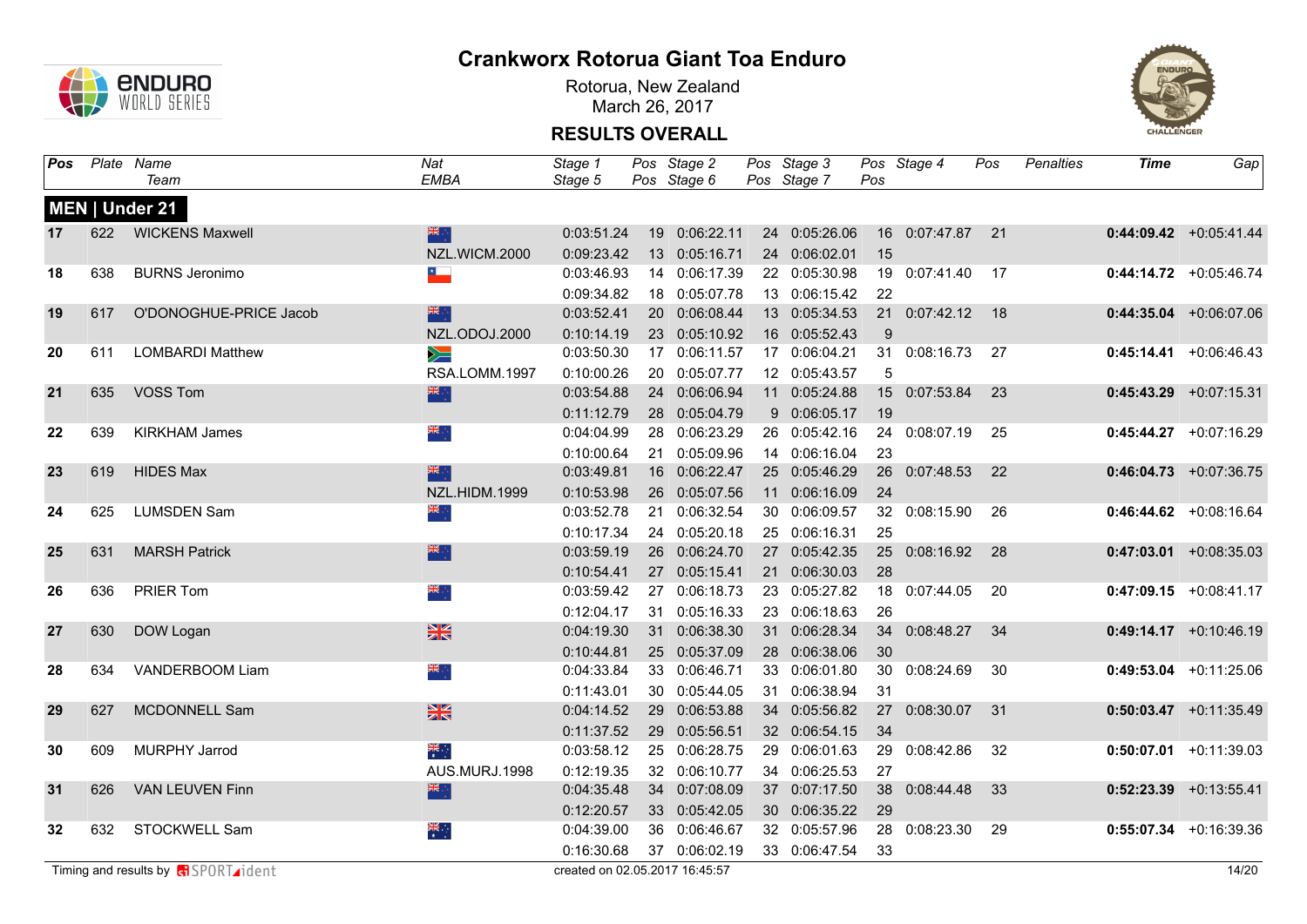# Crankworx Rotorua Giant Toa Enduro

Rotorua, New Zealand
March 26, 2017

## RESULTS OVERALL

### MEN | Under 21

| Pos | Plate | Name / Team | Nat / EMBA | Stage 1 / Stage 5 | Pos | Stage 2 / Stage 6 | Pos | Stage 3 / Stage 7 | Pos | Stage 4 | Pos | Penalties | Time | Gap |
|---|---|---|---|---|---|---|---|---|---|---|---|---|---|---|
| 17 | 622 | WICKENS Maxwell | | 0:03:51.24 | 19 | 0:06:22.11 | 24 | 0:05:26.06 | 16 | 0:07:47.87 | 21 | | **0:44:09.42** | +0:05:41.44 |
| | | | NZL.WICM.2000 | 0:09:23.42 | 13 | 0:05:16.71 | 24 | 0:06:02.01 | 15 | | | | | |
| 18 | 638 | BURNS Jeronimo | | 0:03:46.93 | 14 | 0:06:17.39 | 22 | 0:05:30.98 | 19 | 0:07:41.40 | 17 | | **0:44:14.72** | +0:05:46.74 |
| | | | | 0:09:34.82 | 18 | 0:05:07.78 | 13 | 0:06:15.42 | 22 | | | | | |
| 19 | 617 | O'DONOGHUE-PRICE Jacob | | 0:03:52.41 | 20 | 0:06:08.44 | 13 | 0:05:34.53 | 21 | 0:07:42.12 | 18 | | **0:44:35.04** | +0:06:07.06 |
| | | | NZL.ODOJ.2000 | 0:10:14.19 | 23 | 0:05:10.92 | 16 | 0:05:52.43 | 9 | | | | | |
| 20 | 611 | LOMBARDI Matthew | | 0:03:50.30 | 17 | 0:06:11.57 | 17 | 0:06:04.21 | 31 | 0:08:16.73 | 27 | | **0:45:14.41** | +0:06:46.43 |
| | | | RSA.LOMM.1997 | 0:10:00.26 | 20 | 0:05:07.77 | 12 | 0:05:43.57 | 5 | | | | | |
| 21 | 635 | VOSS Tom | | 0:03:54.88 | 24 | 0:06:06.94 | 11 | 0:05:24.88 | 15 | 0:07:53.84 | 23 | | **0:45:43.29** | +0:07:15.31 |
| | | | | 0:11:12.79 | 28 | 0:05:04.79 | 9 | 0:06:05.17 | 19 | | | | | |
| 22 | 639 | KIRKHAM James | | 0:04:04.99 | 28 | 0:06:23.29 | 26 | 0:05:42.16 | 24 | 0:08:07.19 | 25 | | **0:45:44.27** | +0:07:16.29 |
| | | | | 0:10:00.64 | 21 | 0:05:09.96 | 14 | 0:06:16.04 | 23 | | | | | |
| 23 | 619 | HIDES Max | | 0:03:49.81 | 16 | 0:06:22.47 | 25 | 0:05:46.29 | 26 | 0:07:48.53 | 22 | | **0:46:04.73** | +0:07:36.75 |
| | | | NZL.HIDM.1999 | 0:10:53.98 | 26 | 0:05:07.56 | 11 | 0:06:16.09 | 24 | | | | | |
| 24 | 625 | LUMSDEN Sam | | 0:03:52.78 | 21 | 0:06:32.54 | 30 | 0:06:09.57 | 32 | 0:08:15.90 | 26 | | **0:46:44.62** | +0:08:16.64 |
| | | | | 0:10:17.34 | 24 | 0:05:20.18 | 25 | 0:06:16.31 | 25 | | | | | |
| 25 | 631 | MARSH Patrick | | 0:03:59.19 | 26 | 0:06:24.70 | 27 | 0:05:42.35 | 25 | 0:08:16.92 | 28 | | **0:47:03.01** | +0:08:35.03 |
| | | | | 0:10:54.41 | 27 | 0:05:15.41 | 21 | 0:06:30.03 | 28 | | | | | |
| 26 | 636 | PRIER Tom | | 0:03:59.42 | 27 | 0:06:18.73 | 23 | 0:05:27.82 | 18 | 0:07:44.05 | 20 | | **0:47:09.15** | +0:08:41.17 |
| | | | | 0:12:04.17 | 31 | 0:05:16.33 | 23 | 0:06:18.63 | 26 | | | | | |
| 27 | 630 | DOW Logan | | 0:04:19.30 | 31 | 0:06:38.30 | 31 | 0:06:28.34 | 34 | 0:08:48.27 | 34 | | **0:49:14.17** | +0:10:46.19 |
| | | | | 0:10:44.81 | 25 | 0:05:37.09 | 28 | 0:06:38.06 | 30 | | | | | |
| 28 | 634 | VANDERBOOM Liam | | 0:04:33.84 | 33 | 0:06:46.71 | 33 | 0:06:01.80 | 30 | 0:08:24.69 | 30 | | **0:49:53.04** | +0:11:25.06 |
| | | | | 0:11:43.01 | 30 | 0:05:44.05 | 31 | 0:06:38.94 | 31 | | | | | |
| 29 | 627 | MCDONNELL Sam | | 0:04:14.52 | 29 | 0:06:53.88 | 34 | 0:05:56.82 | 27 | 0:08:30.07 | 31 | | **0:50:03.47** | +0:11:35.49 |
| | | | | 0:11:37.52 | 29 | 0:05:56.51 | 32 | 0:06:54.15 | 34 | | | | | |
| 30 | 609 | MURPHY Jarrod | | 0:03:58.12 | 25 | 0:06:28.75 | 29 | 0:06:01.63 | 29 | 0:08:42.86 | 32 | | **0:50:07.01** | +0:11:39.03 |
| | | | AUS.MURJ.1998 | 0:12:19.35 | 32 | 0:06:10.77 | 34 | 0:06:25.53 | 27 | | | | | |
| 31 | 626 | VAN LEUVEN Finn | | 0:04:35.48 | 34 | 0:07:08.09 | 37 | 0:07:17.50 | 38 | 0:08:44.48 | 33 | | **0:52:23.39** | +0:13:55.41 |
| | | | | 0:12:20.57 | 33 | 0:05:42.05 | 30 | 0:06:35.22 | 29 | | | | | |
| 32 | 632 | STOCKWELL Sam | | 0:04:39.00 | 36 | 0:06:46.67 | 32 | 0:05:57.96 | 28 | 0:08:23.30 | 29 | | **0:55:07.34** | +0:16:39.36 |
| | | | | 0:16:30.68 | 37 | 0:06:02.19 | 33 | 0:06:47.54 | 33 | | | | | |

Timing and results by SPORTident

created on 02.05.2017 16:45:57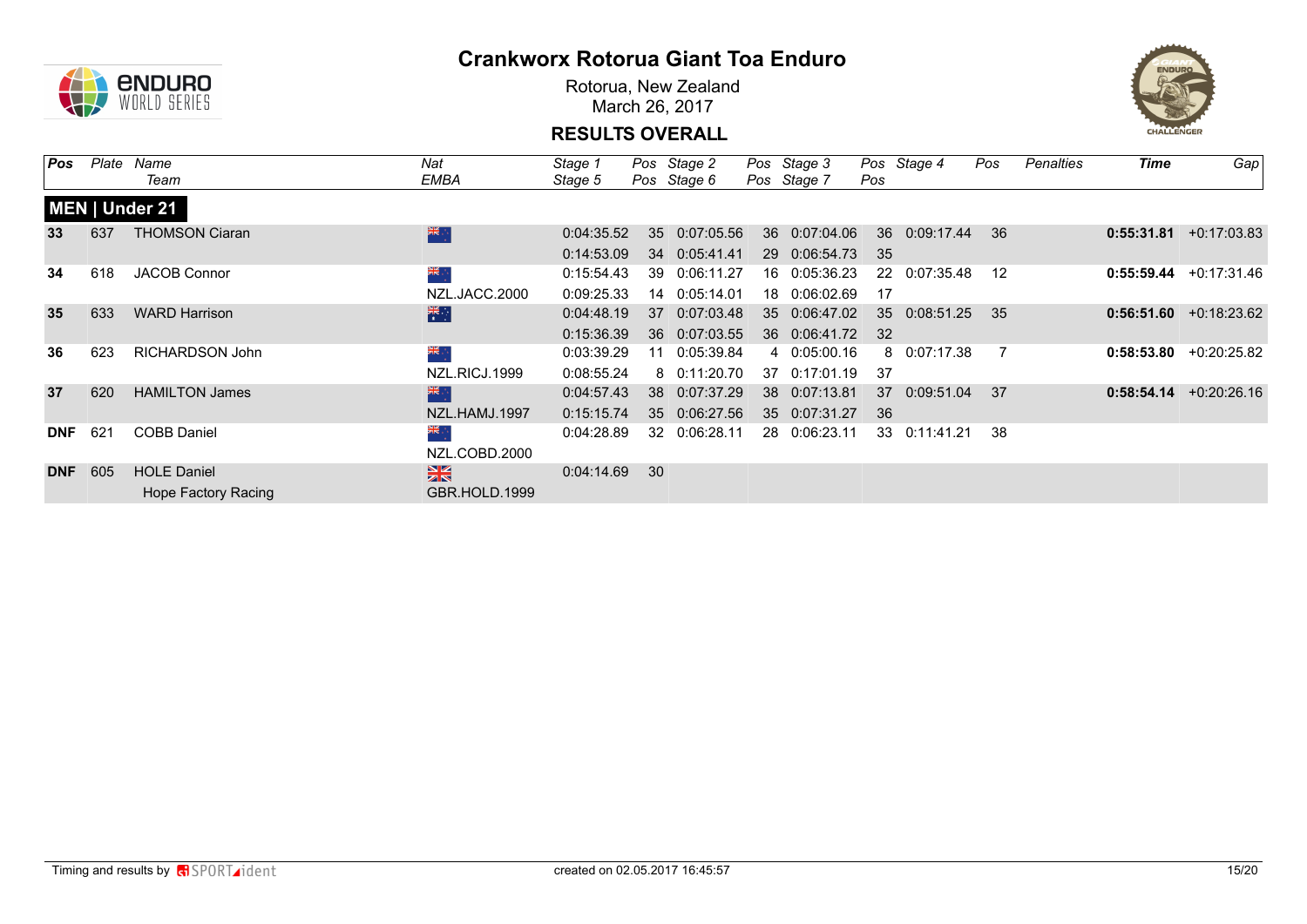# Crankworx Rotorua Giant Toa Enduro

Rotorua, New Zealand
March 26, 2017

## RESULTS OVERALL

| Pos | Plate | Name / Team | Nat / EMBA | Stage 1 / Stage 5 | Pos | Stage 2 / Stage 6 | Pos | Stage 3 / Stage 7 | Pos | Stage 4 | Pos | Penalties | Time | Gap |
|---|---|---|---|---|---|---|---|---|---|---|---|---|---|---|
| **MEN \| Under 21** | | | | | | | | | | | | | | |
| **33** | 637 | THOMSON Ciaran | | 0:04:35.52 | 35 | 0:07:05.56 | 36 | 0:07:04.06 | 36 | 0:09:17.44 | 36 | | **0:55:31.81** | +0:17:03.83 |
| | | | | 0:14:53.09 | 34 | 0:05:41.41 | 29 | 0:06:54.73 | 35 | | | | | |
| **34** | 618 | JACOB Connor | | 0:15:54.43 | 39 | 0:06:11.27 | 16 | 0:05:36.23 | 22 | 0:07:35.48 | 12 | | **0:55:59.44** | +0:17:31.46 |
| | | | NZL.JACC.2000 | 0:09:25.33 | 14 | 0:05:14.01 | 18 | 0:06:02.69 | 17 | | | | | |
| **35** | 633 | WARD Harrison | | 0:04:48.19 | 37 | 0:07:03.48 | 35 | 0:06:47.02 | 35 | 0:08:51.25 | 35 | | **0:56:51.60** | +0:18:23.62 |
| | | | | 0:15:36.39 | 36 | 0:07:03.55 | 36 | 0:06:41.72 | 32 | | | | | |
| **36** | 623 | RICHARDSON John | | 0:03:39.29 | 11 | 0:05:39.84 | 4 | 0:05:00.16 | 8 | 0:07:17.38 | 7 | | **0:58:53.80** | +0:20:25.82 |
| | | | NZL.RICJ.1999 | 0:08:55.24 | 8 | 0:11:20.70 | 37 | 0:17:01.19 | 37 | | | | | |
| **37** | 620 | HAMILTON James | | 0:04:57.43 | 38 | 0:07:37.29 | 38 | 0:07:13.81 | 37 | 0:09:51.04 | 37 | | **0:58:54.14** | +0:20:26.16 |
| | | | NZL.HAMJ.1997 | 0:15:15.74 | 35 | 0:06:27.56 | 35 | 0:07:31.27 | 36 | | | | | |
| **DNF** | 621 | COBB Daniel | | 0:04:28.89 | 32 | 0:06:28.11 | 28 | 0:06:23.11 | 33 | 0:11:41.21 | 38 | | | |
| | | | NZL.COBD.2000 | | | | | | | | | | | |
| **DNF** | 605 | HOLE Daniel | | 0:04:14.69 | 30 | | | | | | | | | |
| | | Hope Factory Racing | GBR.HOLD.1999 | | | | | | | | | | | |

Timing and results by SPORTident — created on 02.05.2017 16:45:57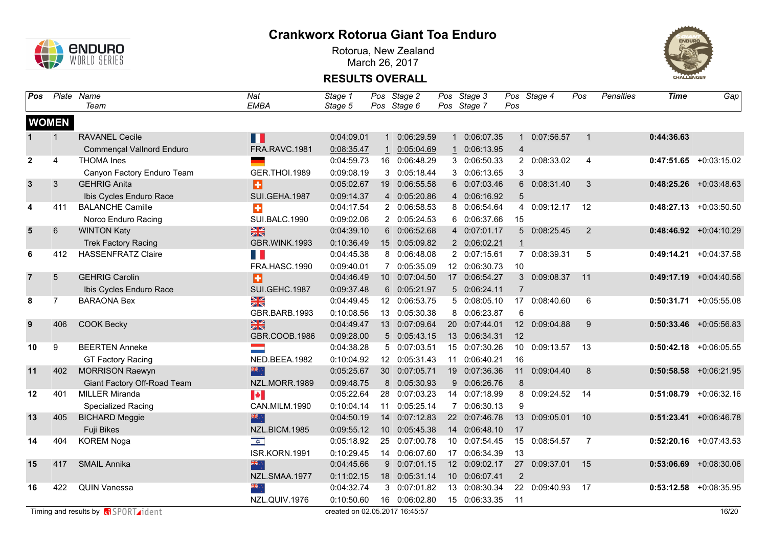# Crankworx Rotorua Giant Toa Enduro

Rotorua, New Zealand
March 26, 2017

## RESULTS OVERALL

| Pos | Plate | Name / Team | Nat / EMBA | Stage 1 / Stage 5 | Pos | Stage 2 / Stage 6 | Pos | Stage 3 / Stage 7 | Pos | Stage 4 | Pos | Penalties | Time | Gap |
|---|---|---|---|---|---|---|---|---|---|---|---|---|---|---|
| **WOMEN** | | | | | | | | | | | | | | |
| 1 | 1 | RAVANEL Cecile | | 0:04:09.01 | 1 | 0:06:29.59 | 1 | 0:06:07.35 | 1 | 0:07:56.57 | 1 | | **0:44:36.63** | |
| | | Commençal Vallnord Enduro | FRA.RAVC.1981 | 0:08:35.47 | 1 | 0:05:04.69 | 1 | 0:06:13.95 | 4 | | | | | |
| 2 | 4 | THOMA Ines | | 0:04:59.73 | 16 | 0:06:48.29 | 3 | 0:06:50.33 | 2 | 0:08:33.02 | 4 | | **0:47:51.65** | +0:03:15.02 |
| | | Canyon Factory Enduro Team | GER.THOI.1989 | 0:09:08.19 | 3 | 0:05:18.44 | 3 | 0:06:13.65 | 3 | | | | | |
| 3 | 3 | GEHRIG Anita | | 0:05:02.67 | 19 | 0:06:55.58 | 6 | 0:07:03.46 | 6 | 0:08:31.40 | 3 | | **0:48:25.26** | +0:03:48.63 |
| | | Ibis Cycles Enduro Race | SUI.GEHA.1987 | 0:09:14.37 | 4 | 0:05:20.86 | 4 | 0:06:16.92 | 5 | | | | | |
| 4 | 411 | BALANCHE Camille | | 0:04:17.54 | 2 | 0:06:58.53 | 8 | 0:06:54.64 | 4 | 0:09:12.17 | 12 | | **0:48:27.13** | +0:03:50.50 |
| | | Norco Enduro Racing | SUI.BALC.1990 | 0:09:02.06 | 2 | 0:05:24.53 | 6 | 0:06:37.66 | 15 | | | | | |
| 5 | 6 | WINTON Katy | | 0:04:39.10 | 6 | 0:06:52.68 | 4 | 0:07:01.17 | 5 | 0:08:25.45 | 2 | | **0:48:46.92** | +0:04:10.29 |
| | | Trek Factory Racing | GBR.WINK.1993 | 0:10:36.49 | 15 | 0:05:09.82 | 2 | 0:06:02.21 | 1 | | | | | |
| 6 | 412 | HASSENFRATZ Claire | | 0:04:45.38 | 8 | 0:06:48.08 | 2 | 0:07:15.61 | 7 | 0:08:39.31 | 5 | | **0:49:14.21** | +0:04:37.58 |
| | | | FRA.HASC.1990 | 0:09:40.01 | 7 | 0:05:35.09 | 12 | 0:06:30.73 | 10 | | | | | |
| 7 | 5 | GEHRIG Carolin | | 0:04:46.49 | 10 | 0:07:04.50 | 17 | 0:06:54.27 | 3 | 0:09:08.37 | 11 | | **0:49:17.19** | +0:04:40.56 |
| | | Ibis Cycles Enduro Race | SUI.GEHC.1987 | 0:09:37.48 | 6 | 0:05:21.97 | 5 | 0:06:24.11 | 7 | | | | | |
| 8 | 7 | BARAONA Bex | | 0:04:49.45 | 12 | 0:06:53.75 | 5 | 0:08:05.10 | 17 | 0:08:40.60 | 6 | | **0:50:31.71** | +0:05:55.08 |
| | | | GBR.BARB.1993 | 0:10:08.56 | 13 | 0:05:30.38 | 8 | 0:06:23.87 | 6 | | | | | |
| 9 | 406 | COOK Becky | | 0:04:49.47 | 13 | 0:07:09.64 | 20 | 0:07:44.01 | 12 | 0:09:04.88 | 9 | | **0:50:33.46** | +0:05:56.83 |
| | | | GBR.COOB.1986 | 0:09:28.00 | 5 | 0:05:43.15 | 13 | 0:06:34.31 | 12 | | | | | |
| 10 | 9 | BEERTEN Anneke | | 0:04:38.28 | 5 | 0:07:03.51 | 15 | 0:07:30.26 | 10 | 0:09:13.57 | 13 | | **0:50:42.18** | +0:06:05.55 |
| | | GT Factory Racing | NED.BEEA.1982 | 0:10:04.92 | 12 | 0:05:31.43 | 11 | 0:06:40.21 | 16 | | | | | |
| 11 | 402 | MORRISON Raewyn | | 0:05:25.67 | 30 | 0:07:05.71 | 19 | 0:07:36.36 | 11 | 0:09:04.40 | 8 | | **0:50:58.58** | +0:06:21.95 |
| | | Giant Factory Off-Road Team | NZL.MORR.1989 | 0:09:48.75 | 8 | 0:05:30.93 | 9 | 0:06:26.76 | 8 | | | | | |
| 12 | 401 | MILLER Miranda | | 0:05:22.64 | 28 | 0:07:03.23 | 14 | 0:07:18.99 | 8 | 0:09:24.52 | 14 | | **0:51:08.79** | +0:06:32.16 |
| | | Specialized Racing | CAN.MILM.1990 | 0:10:04.14 | 11 | 0:05:25.14 | 7 | 0:06:30.13 | 9 | | | | | |
| 13 | 405 | BICHARD Meggie | | 0:04:50.19 | 14 | 0:07:12.83 | 22 | 0:07:46.78 | 13 | 0:09:05.01 | 10 | | **0:51:23.41** | +0:06:46.78 |
| | | Fuji Bikes | NZL.BICM.1985 | 0:09:55.12 | 10 | 0:05:45.38 | 14 | 0:06:48.10 | 17 | | | | | |
| 14 | 404 | KOREM Noga | | 0:05:18.92 | 25 | 0:07:00.78 | 10 | 0:07:54.45 | 15 | 0:08:54.57 | 7 | | **0:52:20.16** | +0:07:43.53 |
| | | | ISR.KORN.1991 | 0:10:29.45 | 14 | 0:06:07.60 | 17 | 0:06:34.39 | 13 | | | | | |
| 15 | 417 | SMAIL Annika | | 0:04:45.66 | 9 | 0:07:01.15 | 12 | 0:09:02.17 | 27 | 0:09:37.01 | 15 | | **0:53:06.69** | +0:08:30.06 |
| | | | NZL.SMAA.1977 | 0:11:02.15 | 18 | 0:05:31.14 | 10 | 0:06:07.41 | 2 | | | | | |
| 16 | 422 | QUIN Vanessa | | 0:04:32.74 | 3 | 0:07:01.82 | 13 | 0:08:30.34 | 22 | 0:09:40.93 | 17 | | **0:53:12.58** | +0:08:35.95 |
| | | | NZL.QUIV.1976 | 0:10:50.60 | 16 | 0:06:02.80 | 15 | 0:06:33.35 | 11 | | | | | |

Timing and results by SPORTident

created on 02.05.2017 16:45:57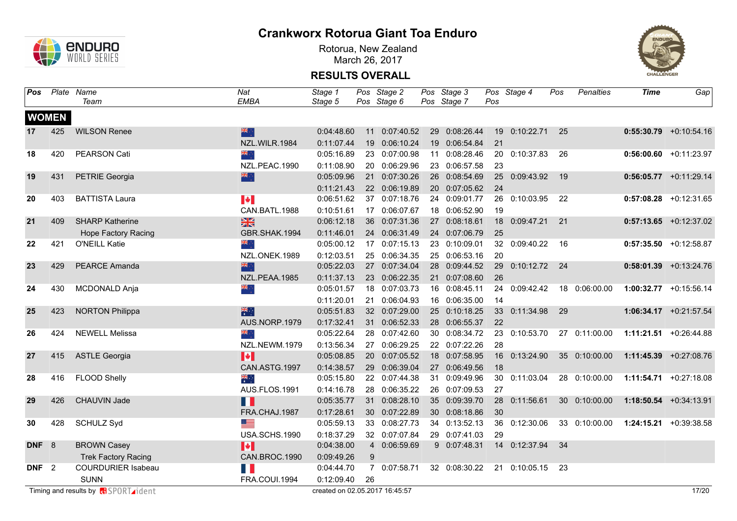# Crankworx Rotorua Giant Toa Enduro

Rotorua, New Zealand
March 26, 2017

## RESULTS OVERALL

| Pos | Plate | Name / Team | Nat / EMBA | Stage 1 / Stage 5 | Pos | Stage 2 / Stage 6 | Pos | Stage 3 / Stage 7 | Pos | Stage 4 | Pos | Penalties | Time | Gap |
|---|---|---|---|---|---|---|---|---|---|---|---|---|---|---|
| **WOMEN** | | | | | | | | | | | | | | |
| 17 | 425 | WILSON Renee | NZL.WILR.1984 | 0:04:48.60 / 0:11:07.44 | 11 / 19 | 0:07:40.52 / 0:06:10.24 | 29 / 19 | 0:08:26.44 / 0:06:54.84 | 19 / 21 | 0:10:22.71 | 25 | | **0:55:30.79** | +0:10:54.16 |
| 18 | 420 | PEARSON Cati | NZL.PEAC.1990 | 0:05:16.89 / 0:11:08.90 | 23 / 20 | 0:07:00.98 / 0:06:29.96 | 11 / 23 | 0:08:28.46 / 0:06:57.58 | 20 / 23 | 0:10:37.83 | 26 | | **0:56:00.60** | +0:11:23.97 |
| 19 | 431 | PETRIE Georgia | | 0:05:09.96 / 0:11:21.43 | 21 / 22 | 0:07:30.26 / 0:06:19.89 | 26 / 20 | 0:08:54.69 / 0:07:05.62 | 25 / 24 | 0:09:43.92 | 19 | | **0:56:05.77** | +0:11:29.14 |
| 20 | 403 | BATTISTA Laura | CAN.BATL.1988 | 0:06:51.62 / 0:10:51.61 | 37 / 17 | 0:07:18.76 / 0:06:07.67 | 24 / 18 | 0:09:01.77 / 0:06:52.90 | 26 / 19 | 0:10:03.95 | 22 | | **0:57:08.28** | +0:12:31.65 |
| 21 | 409 | SHARP Katherine / Hope Factory Racing | GBR.SHAK.1994 | 0:06:12.18 / 0:11:46.01 | 36 / 24 | 0:07:31.36 / 0:06:31.49 | 27 / 24 | 0:08:18.61 / 0:07:06.79 | 18 / 25 | 0:09:47.21 | 21 | | **0:57:13.65** | +0:12:37.02 |
| 22 | 421 | O'NEILL Katie | NZL.ONEK.1989 | 0:05:00.12 / 0:12:03.51 | 17 / 25 | 0:07:15.13 / 0:06:34.35 | 23 / 25 | 0:10:09.01 / 0:06:53.16 | 32 / 20 | 0:09:40.22 | 16 | | **0:57:35.50** | +0:12:58.87 |
| 23 | 429 | PEARCE Amanda | NZL.PEAA.1985 | 0:05:22.03 / 0:11:37.13 | 27 / 23 | 0:07:34.04 / 0:06:22.35 | 28 / 21 | 0:09:44.52 / 0:07:08.60 | 29 / 26 | 0:10:12.72 | 24 | | **0:58:01.39** | +0:13:24.76 |
| 24 | 430 | MCDONALD Anja | | 0:05:01.57 / 0:11:20.01 | 18 / 21 | 0:07:03.73 / 0:06:04.93 | 16 / 16 | 0:08:45.11 / 0:06:35.00 | 24 / 14 | 0:09:42.42 | 18 | 0:06:00.00 | **1:00:32.77** | +0:15:56.14 |
| 25 | 423 | NORTON Philippa | AUS.NORP.1979 | 0:05:51.83 / 0:17:32.41 | 32 / 31 | 0:07:29.00 / 0:06:52.33 | 25 / 28 | 0:10:18.25 / 0:06:55.37 | 33 / 22 | 0:11:34.98 | 29 | | **1:06:34.17** | +0:21:57.54 |
| 26 | 424 | NEWELL Melissa | NZL.NEWM.1979 | 0:05:22.64 / 0:13:56.34 | 28 / 27 | 0:07:42.60 / 0:06:29.25 | 30 / 22 | 0:08:34.72 / 0:07:22.26 | 23 / 28 | 0:10:53.70 | 27 | 0:11:00.00 | **1:11:21.51** | +0:26:44.88 |
| 27 | 415 | ASTLE Georgia | CAN.ASTG.1997 | 0:05:08.85 / 0:14:38.57 | 20 / 29 | 0:07:05.52 / 0:06:39.04 | 18 / 27 | 0:07:58.95 / 0:06:49.56 | 16 / 18 | 0:13:24.90 | 35 | 0:10:00.00 | **1:11:45.39** | +0:27:08.76 |
| 28 | 416 | FLOOD Shelly | AUS.FLOS.1991 | 0:05:15.80 / 0:14:16.78 | 22 / 28 | 0:07:44.38 / 0:06:35.22 | 31 / 26 | 0:09:49.96 / 0:07:09.53 | 30 / 27 | 0:11:03.04 | 28 | 0:10:00.00 | **1:11:54.71** | +0:27:18.08 |
| 29 | 426 | CHAUVIN Jade | FRA.CHAJ.1987 | 0:05:35.77 / 0:17:28.61 | 31 / 30 | 0:08:28.10 / 0:07:22.89 | 35 / 30 | 0:09:39.70 / 0:08:18.86 | 28 / 30 | 0:11:56.61 | 30 | 0:10:00.00 | **1:18:50.54** | +0:34:13.91 |
| 30 | 428 | SCHULZ Syd | USA.SCHS.1990 | 0:05:59.13 / 0:18:37.29 | 33 / 32 | 0:08:27.73 / 0:07:07.84 | 34 / 29 | 0:13:52.13 / 0:07:41.03 | 36 / 29 | 0:12:30.06 | 33 | 0:10:00.00 | **1:24:15.21** | +0:39:38.58 |
| DNF | 8 | BROWN Casey / Trek Factory Racing | CAN.BROC.1990 | 0:04:38.00 / 0:09:49.26 | 4 / 9 | 0:06:59.69 | 9 | 0:07:48.31 | 14 | 0:12:37.94 | 34 | | | |
| DNF | 2 | COURDURIER Isabeau / SUNN | FRA.COUI.1994 | 0:04:44.70 / 0:12:09.40 | 7 / 26 | 0:07:58.71 | 32 | 0:08:30.22 | 21 | 0:10:05.15 | 23 | | | |

Timing and results by SPORTident

created on 02.05.2017 16:45:57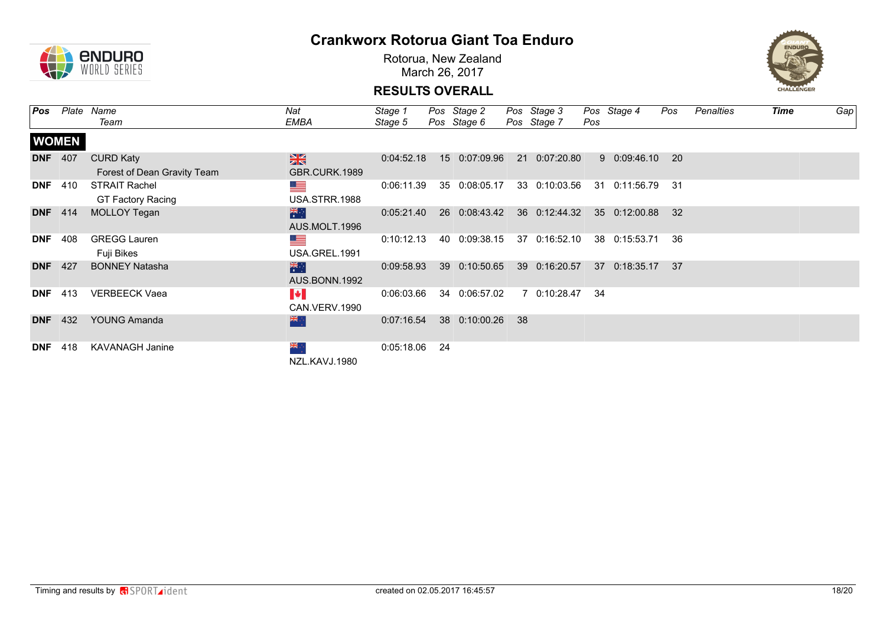# Crankworx Rotorua Giant Toa Enduro

Rotorua, New Zealand
March 26, 2017

## RESULTS OVERALL

| Pos | Plate | Name / Team | Nat / EMBA | Stage 1 / Stage 5 | Pos | Stage 2 / Stage 6 | Pos | Stage 3 / Stage 7 | Pos | Stage 4 | Pos | Penalties | Time | Gap |
|---|---|---|---|---|---|---|---|---|---|---|---|---|---|---|
| **WOMEN** | | | | | | | | | | | | | | |
| **DNF** | 407 | CURD Katy / Forest of Dean Gravity Team | GBR.CURK.1989 | 0:04:52.18 | 15 | 0:07:09.96 | 21 | 0:07:20.80 | 9 | 0:09:46.10 | 20 | | | |
| **DNF** | 410 | STRAIT Rachel / GT Factory Racing | USA.STRR.1988 | 0:06:11.39 | 35 | 0:08:05.17 | 33 | 0:10:03.56 | 31 | 0:11:56.79 | 31 | | | |
| **DNF** | 414 | MOLLOY Tegan | AUS.MOLT.1996 | 0:05:21.40 | 26 | 0:08:43.42 | 36 | 0:12:44.32 | 35 | 0:12:00.88 | 32 | | | |
| **DNF** | 408 | GREGG Lauren / Fuji Bikes | USA.GREL.1991 | 0:10:12.13 | 40 | 0:09:38.15 | 37 | 0:16:52.10 | 38 | 0:15:53.71 | 36 | | | |
| **DNF** | 427 | BONNEY Natasha | AUS.BONN.1992 | 0:09:58.93 | 39 | 0:10:50.65 | 39 | 0:16:20.57 | 37 | 0:18:35.17 | 37 | | | |
| **DNF** | 413 | VERBEECK Vaea | CAN.VERV.1990 | 0:06:03.66 | 34 | 0:06:57.02 | 7 | 0:10:28.47 | 34 | | | | | |
| **DNF** | 432 | YOUNG Amanda | | 0:07:16.54 | 38 | 0:10:00.26 | 38 | | | | | | | |
| **DNF** | 418 | KAVANAGH Janine | NZL.KAVJ.1980 | 0:05:18.06 | 24 | | | | | | | | | |

Timing and results by SPORTident

created on 02.05.2017 16:45:57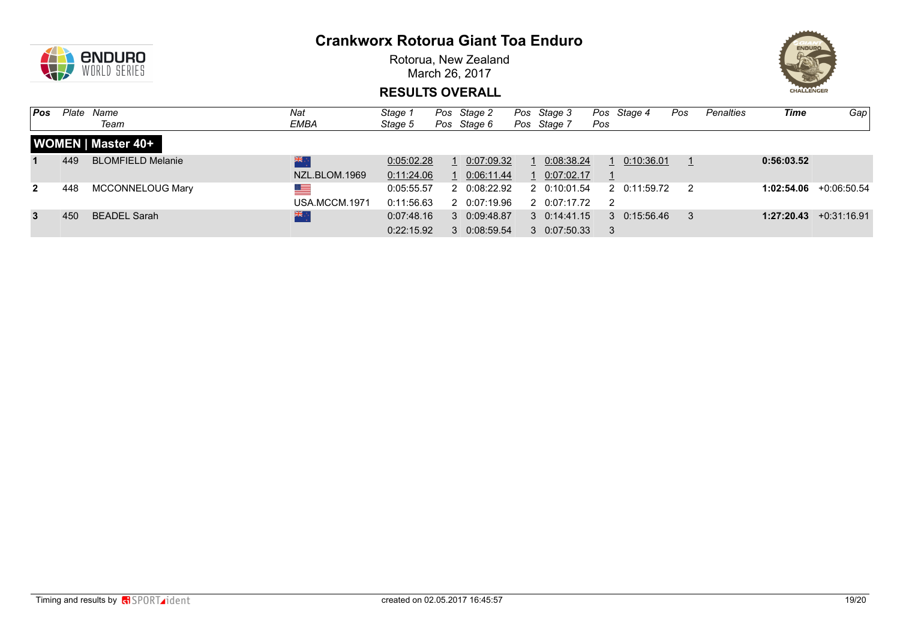# Crankworx Rotorua Giant Toa Enduro

Rotorua, New Zealand
March 26, 2017

## RESULTS OVERALL

| Pos | Plate | Name / Team | Nat / EMBA | Stage 1 / Stage 5 | Pos | Stage 2 / Stage 6 | Pos | Stage 3 / Stage 7 | Pos | Stage 4 | Pos | Penalties | Time | Gap |
|---|---|---|---|---|---|---|---|---|---|---|---|---|---|---|
| **WOMEN \| Master 40+** | | | | | | | | | | | | | | |
| **1** | 449 | BLOMFIELD Melanie | | 0:05:02.28 | 1 | 0:07:09.32 | 1 | 0:08:38.24 | 1 | 0:10:36.01 | 1 | | **0:56:03.52** | |
| | | | NZL.BLOM.1969 | 0:11:24.06 | 1 | 0:06:11.44 | 1 | 0:07:02.17 | 1 | | | | | |
| **2** | 448 | MCCONNELOUG Mary | | 0:05:55.57 | 2 | 0:08:22.92 | 2 | 0:10:01.54 | 2 | 0:11:59.72 | 2 | | **1:02:54.06** | +0:06:50.54 |
| | | | USA.MCCM.1971 | 0:11:56.63 | 2 | 0:07:19.96 | 2 | 0:07:17.72 | 2 | | | | | |
| **3** | 450 | BEADEL Sarah | | 0:07:48.16 | 3 | 0:09:48.87 | 3 | 0:14:41.15 | 3 | 0:15:56.46 | 3 | | **1:27:20.43** | +0:31:16.91 |
| | | | | 0:22:15.92 | 3 | 0:08:59.54 | 3 | 0:07:50.33 | 3 | | | | | |

Timing and results by SPORTident

created on 02.05.2017 16:45:57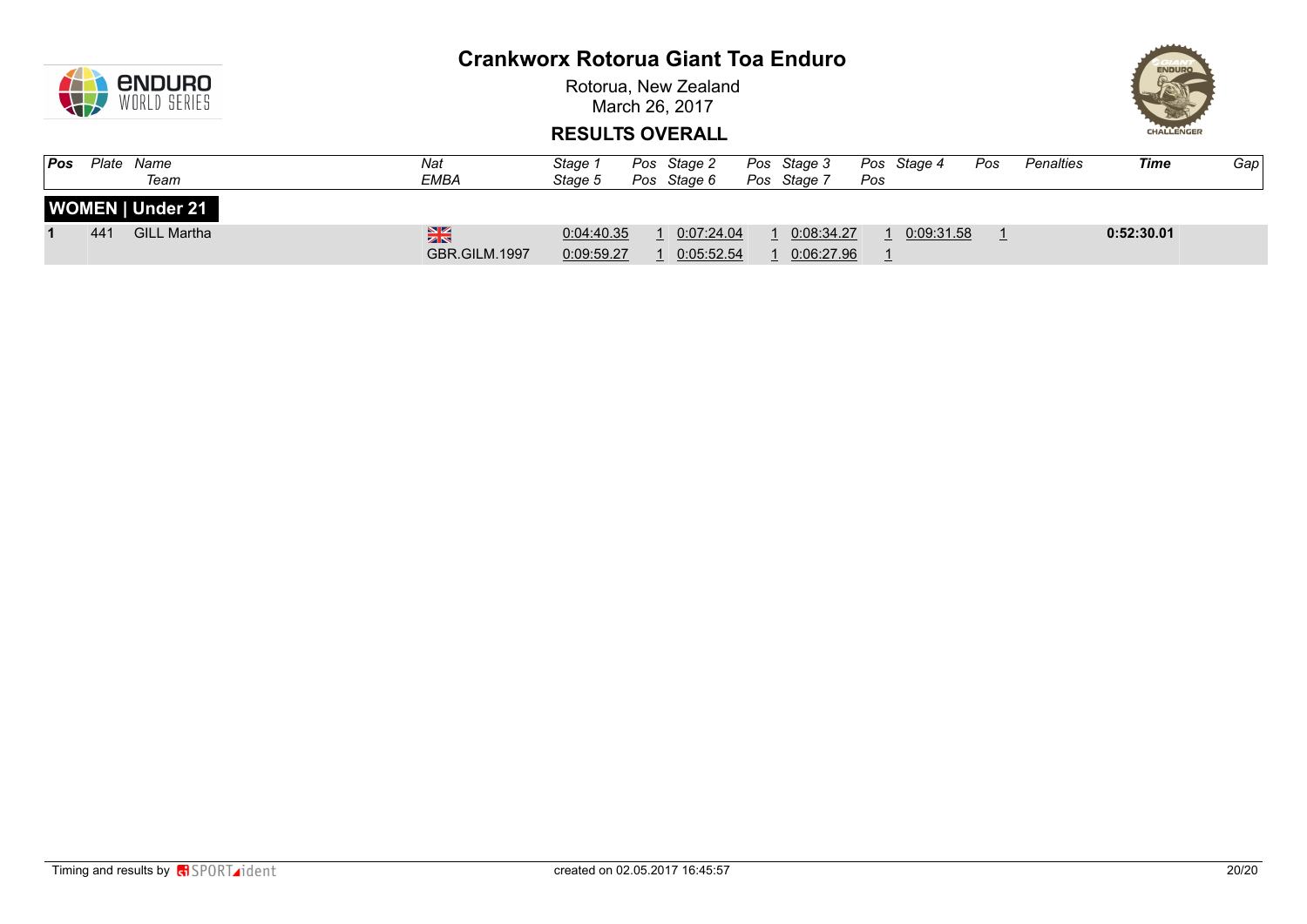# Crankworx Rotorua Giant Toa Enduro

Rotorua, New Zealand
March 26, 2017

## RESULTS OVERALL

| Pos | Plate | Name / Team | Nat / EMBA | Stage 1 / Stage 5 | Pos | Stage 2 / Stage 6 | Pos | Stage 3 / Stage 7 | Pos | Stage 4 | Pos | Penalties | Time | Gap |
|---|---|---|---|---|---|---|---|---|---|---|---|---|---|---|
| **WOMEN \| Under 21** | | | | | | | | | | | | | | |
| **1** | 441 | GILL Martha | | 0:04:40.35 | 1 | 0:07:24.04 | 1 | 0:08:34.27 | 1 | 0:09:31.58 | 1 | | **0:52:30.01** | |
| | | | GBR.GILM.1997 | 0:09:59.27 | 1 | 0:05:52.54 | 1 | 0:06:27.96 | 1 | | | | | |

Timing and results by SPORTident

created on 02.05.2017 16:45:57